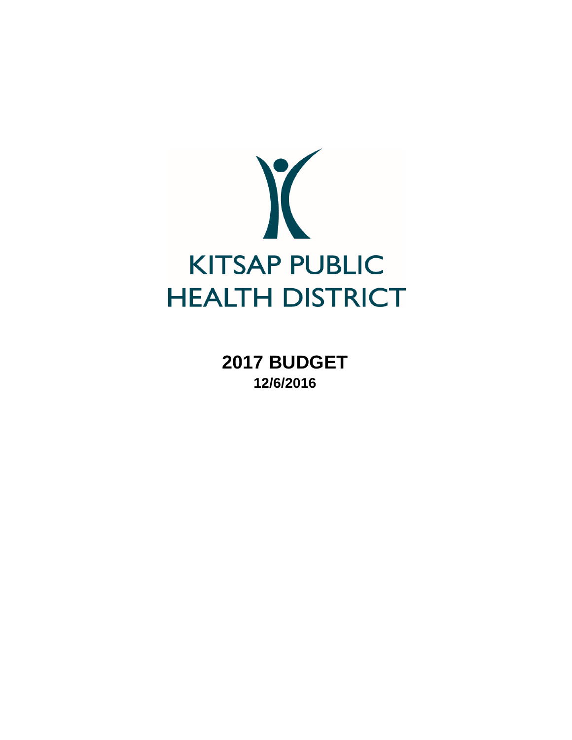# KITSAP PUBLIC HEALTH DISTRICT

## 2017 BUDGET

**12/6/2016**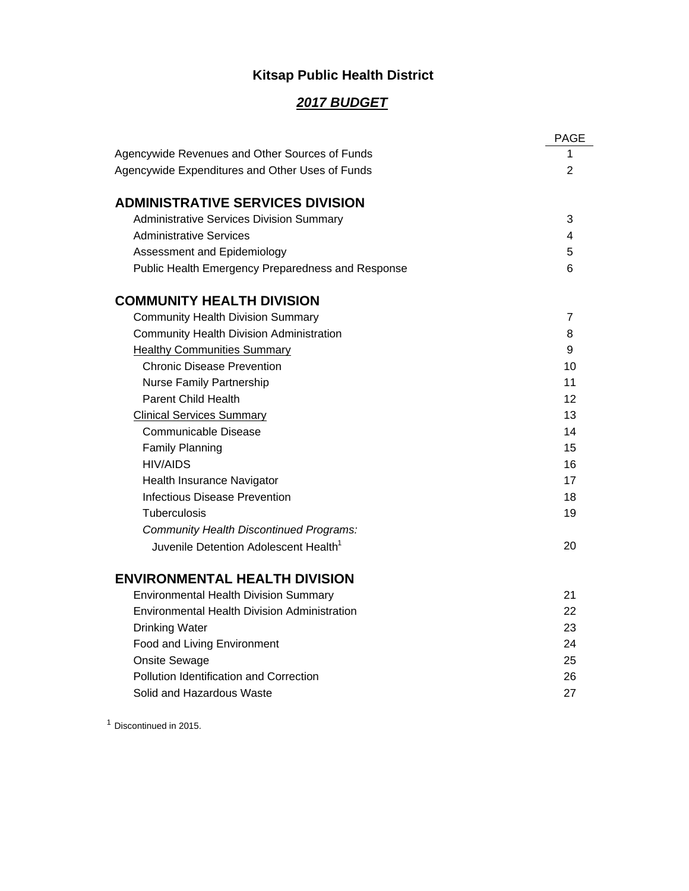# Kitsap Public Health District

## *2017 BUDGET*

| | PAGE |
|---|---|
| Agencywide Revenues and Other Sources of Funds | 1 |
| Agencywide Expenditures and Other Uses of Funds | 2 |
| **ADMINISTRATIVE SERVICES DIVISION** | |
| Administrative Services Division Summary | 3 |
| Administrative Services | 4 |
| Assessment and Epidemiology | 5 |
| Public Health Emergency Preparedness and Response | 6 |
| **COMMUNITY HEALTH DIVISION** | |
| Community Health Division Summary | 7 |
| Community Health Division Administration | 8 |
| Healthy Communities Summary | 9 |
| Chronic Disease Prevention | 10 |
| Nurse Family Partnership | 11 |
| Parent Child Health | 12 |
| Clinical Services Summary | 13 |
| Communicable Disease | 14 |
| Family Planning | 15 |
| HIV/AIDS | 16 |
| Health Insurance Navigator | 17 |
| Infectious Disease Prevention | 18 |
| Tuberculosis | 19 |
| *Community Health Discontinued Programs:* | |
| Juvenile Detention Adolescent Health[1] | 20 |
| **ENVIRONMENTAL HEALTH DIVISION** | |
| Environmental Health Division Summary | 21 |
| Environmental Health Division Administration | 22 |
| Drinking Water | 23 |
| Food and Living Environment | 24 |
| Onsite Sewage | 25 |
| Pollution Identification and Correction | 26 |
| Solid and Hazardous Waste | 27 |

[1] Discontinued in 2015.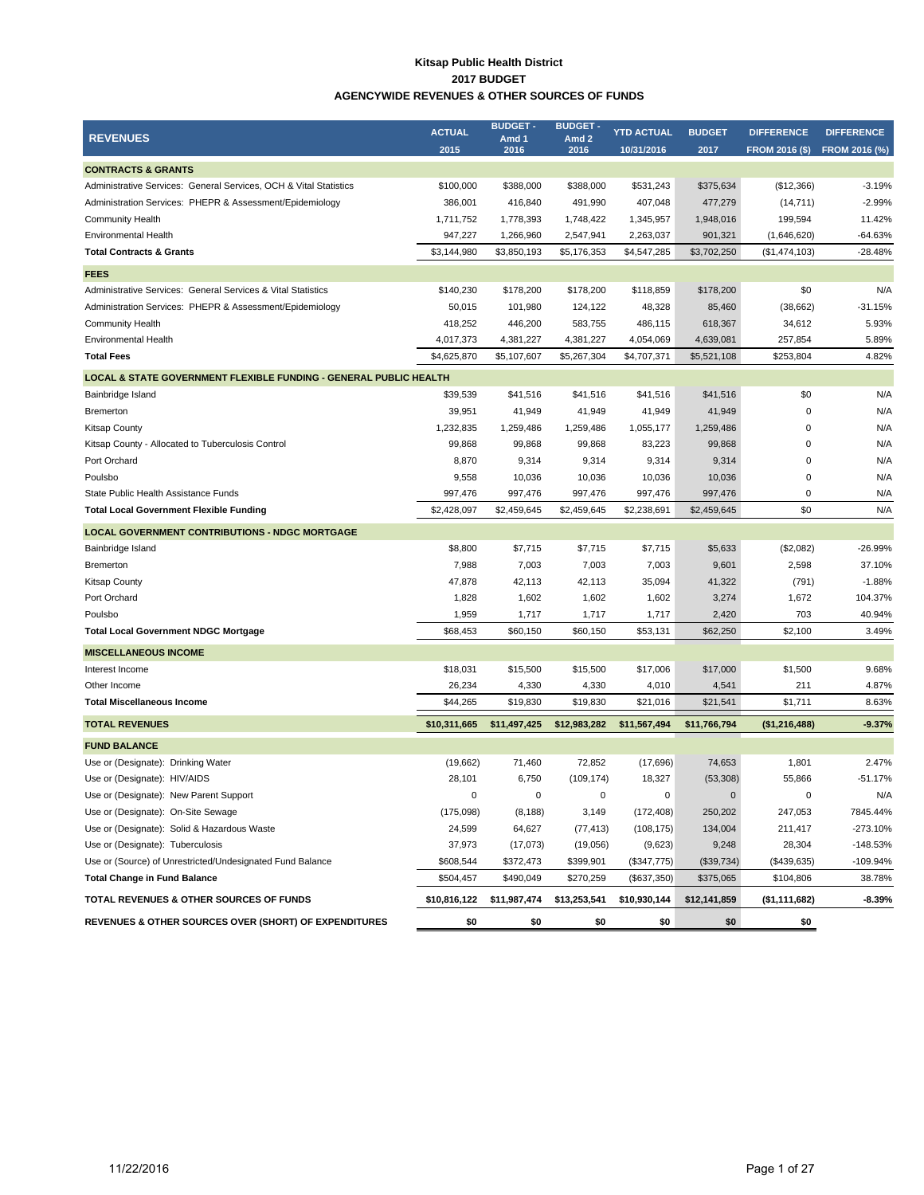**Kitsap Public Health District**
**2017 BUDGET**
**AGENCYWIDE REVENUES & OTHER SOURCES OF FUNDS**

| REVENUES | ACTUAL 2015 | BUDGET - Amd 1 2016 | BUDGET - Amd 2 2016 | YTD ACTUAL 10/31/2016 | BUDGET 2017 | DIFFERENCE FROM 2016 ($) | DIFFERENCE FROM 2016 (%) |
|---|---|---|---|---|---|---|---|
| **CONTRACTS & GRANTS** | | | | | | | |
| Administrative Services: General Services, OCH & Vital Statistics | $100,000 | $388,000 | $388,000 | $531,243 | $375,634 | ($12,366) | -3.19% |
| Administration Services: PHEPR & Assessment/Epidemiology | 386,001 | 416,840 | 491,990 | 407,048 | 477,279 | (14,711) | -2.99% |
| Community Health | 1,711,752 | 1,778,393 | 1,748,422 | 1,345,957 | 1,948,016 | 199,594 | 11.42% |
| Environmental Health | 947,227 | 1,266,960 | 2,547,941 | 2,263,037 | 901,321 | (1,646,620) | -64.63% |
| **Total Contracts & Grants** | $3,144,980 | $3,850,193 | $5,176,353 | $4,547,285 | $3,702,250 | ($1,474,103) | -28.48% |
| **FEES** | | | | | | | |
| Administrative Services: General Services & Vital Statistics | $140,230 | $178,200 | $178,200 | $118,859 | $178,200 | $0 | N/A |
| Administration Services: PHEPR & Assessment/Epidemiology | 50,015 | 101,980 | 124,122 | 48,328 | 85,460 | (38,662) | -31.15% |
| Community Health | 418,252 | 446,200 | 583,755 | 486,115 | 618,367 | 34,612 | 5.93% |
| Environmental Health | 4,017,373 | 4,381,227 | 4,381,227 | 4,054,069 | 4,639,081 | 257,854 | 5.89% |
| **Total Fees** | $4,625,870 | $5,107,607 | $5,267,304 | $4,707,371 | $5,521,108 | $253,804 | 4.82% |
| **LOCAL & STATE GOVERNMENT FLEXIBLE FUNDING - GENERAL PUBLIC HEALTH** | | | | | | | |
| Bainbridge Island | $39,539 | $41,516 | $41,516 | $41,516 | $41,516 | $0 | N/A |
| Bremerton | 39,951 | 41,949 | 41,949 | 41,949 | 41,949 | 0 | N/A |
| Kitsap County | 1,232,835 | 1,259,486 | 1,259,486 | 1,055,177 | 1,259,486 | 0 | N/A |
| Kitsap County - Allocated to Tuberculosis Control | 99,868 | 99,868 | 99,868 | 83,223 | 99,868 | 0 | N/A |
| Port Orchard | 8,870 | 9,314 | 9,314 | 9,314 | 9,314 | 0 | N/A |
| Poulsbo | 9,558 | 10,036 | 10,036 | 10,036 | 10,036 | 0 | N/A |
| State Public Health Assistance Funds | 997,476 | 997,476 | 997,476 | 997,476 | 997,476 | 0 | N/A |
| **Total Local Government Flexible Funding** | $2,428,097 | $2,459,645 | $2,459,645 | $2,238,691 | $2,459,645 | $0 | N/A |
| **LOCAL GOVERNMENT CONTRIBUTIONS - NDGC MORTGAGE** | | | | | | | |
| Bainbridge Island | $8,800 | $7,715 | $7,715 | $7,715 | $5,633 | ($2,082) | -26.99% |
| Bremerton | 7,988 | 7,003 | 7,003 | 7,003 | 9,601 | 2,598 | 37.10% |
| Kitsap County | 47,878 | 42,113 | 42,113 | 35,094 | 41,322 | (791) | -1.88% |
| Port Orchard | 1,828 | 1,602 | 1,602 | 1,602 | 3,274 | 1,672 | 104.37% |
| Poulsbo | 1,959 | 1,717 | 1,717 | 1,717 | 2,420 | 703 | 40.94% |
| **Total Local Government NDGC Mortgage** | $68,453 | $60,150 | $60,150 | $53,131 | $62,250 | $2,100 | 3.49% |
| **MISCELLANEOUS INCOME** | | | | | | | |
| Interest Income | $18,031 | $15,500 | $15,500 | $17,006 | $17,000 | $1,500 | 9.68% |
| Other Income | 26,234 | 4,330 | 4,330 | 4,010 | 4,541 | 211 | 4.87% |
| **Total Miscellaneous Income** | $44,265 | $19,830 | $19,830 | $21,016 | $21,541 | $1,711 | 8.63% |
| **TOTAL REVENUES** | **$10,311,665** | **$11,497,425** | **$12,983,282** | **$11,567,494** | **$11,766,794** | **($1,216,488)** | **-9.37%** |
| **FUND BALANCE** | | | | | | | |
| Use or (Designate): Drinking Water | (19,662) | 71,460 | 72,852 | (17,696) | 74,653 | 1,801 | 2.47% |
| Use or (Designate): HIV/AIDS | 28,101 | 6,750 | (109,174) | 18,327 | (53,308) | 55,866 | -51.17% |
| Use or (Designate): New Parent Support | 0 | 0 | 0 | 0 | 0 | 0 | N/A |
| Use or (Designate): On-Site Sewage | (175,098) | (8,188) | 3,149 | (172,408) | 250,202 | 247,053 | 7845.44% |
| Use or (Designate): Solid & Hazardous Waste | 24,599 | 64,627 | (77,413) | (108,175) | 134,004 | 211,417 | -273.10% |
| Use or (Designate): Tuberculosis | 37,973 | (17,073) | (19,056) | (9,623) | 9,248 | 28,304 | -148.53% |
| Use or (Source) of Unrestricted/Undesignated Fund Balance | $608,544 | $372,473 | $399,901 | ($347,775) | ($39,734) | ($439,635) | -109.94% |
| **Total Change in Fund Balance** | $504,457 | $490,049 | $270,259 | ($637,350) | $375,065 | $104,806 | 38.78% |
| **TOTAL REVENUES & OTHER SOURCES OF FUNDS** | **$10,816,122** | **$11,987,474** | **$13,253,541** | **$10,930,144** | **$12,141,859** | **($1,111,682)** | **-8.39%** |
| **REVENUES & OTHER SOURCES OVER (SHORT) OF EXPENDITURES** | **$0** | **$0** | **$0** | **$0** | **$0** | **$0** | |

11/22/2016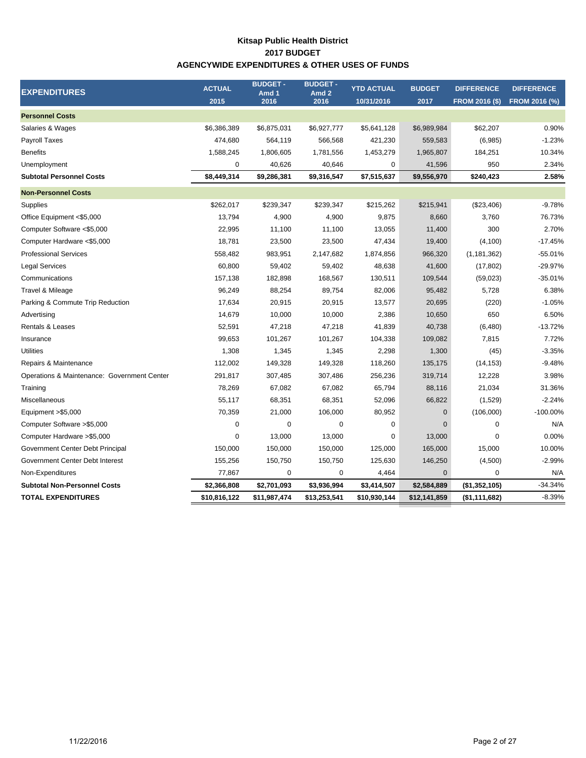# Kitsap Public Health District
## 2017 BUDGET
## AGENCYWIDE EXPENDITURES & OTHER USES OF FUNDS

| EXPENDITURES | ACTUAL 2015 | BUDGET - Amd 1 2016 | BUDGET - Amd 2 2016 | YTD ACTUAL 10/31/2016 | BUDGET 2017 | DIFFERENCE FROM 2016 ($) | DIFFERENCE FROM 2016 (%) |
|---|---|---|---|---|---|---|---|
| **Personnel Costs** | | | | | | | |
| Salaries & Wages | $6,386,389 | $6,875,031 | $6,927,777 | $5,641,128 | $6,989,984 | $62,207 | 0.90% |
| Payroll Taxes | 474,680 | 564,119 | 566,568 | 421,230 | 559,583 | (6,985) | -1.23% |
| Benefits | 1,588,245 | 1,806,605 | 1,781,556 | 1,453,279 | 1,965,807 | 184,251 | 10.34% |
| Unemployment | 0 | 40,626 | 40,646 | 0 | 41,596 | 950 | 2.34% |
| **Subtotal Personnel Costs** | **$8,449,314** | **$9,286,381** | **$9,316,547** | **$7,515,637** | **$9,556,970** | **$240,423** | **2.58%** |
| **Non-Personnel Costs** | | | | | | | |
| Supplies | $262,017 | $239,347 | $239,347 | $215,262 | $215,941 | ($23,406) | -9.78% |
| Office Equipment <$5,000 | 13,794 | 4,900 | 4,900 | 9,875 | 8,660 | 3,760 | 76.73% |
| Computer Software <$5,000 | 22,995 | 11,100 | 11,100 | 13,055 | 11,400 | 300 | 2.70% |
| Computer Hardware <$5,000 | 18,781 | 23,500 | 23,500 | 47,434 | 19,400 | (4,100) | -17.45% |
| Professional Services | 558,482 | 983,951 | 2,147,682 | 1,874,856 | 966,320 | (1,181,362) | -55.01% |
| Legal Services | 60,800 | 59,402 | 59,402 | 48,638 | 41,600 | (17,802) | -29.97% |
| Communications | 157,138 | 182,898 | 168,567 | 130,511 | 109,544 | (59,023) | -35.01% |
| Travel & Mileage | 96,249 | 88,254 | 89,754 | 82,006 | 95,482 | 5,728 | 6.38% |
| Parking & Commute Trip Reduction | 17,634 | 20,915 | 20,915 | 13,577 | 20,695 | (220) | -1.05% |
| Advertising | 14,679 | 10,000 | 10,000 | 2,386 | 10,650 | 650 | 6.50% |
| Rentals & Leases | 52,591 | 47,218 | 47,218 | 41,839 | 40,738 | (6,480) | -13.72% |
| Insurance | 99,653 | 101,267 | 101,267 | 104,338 | 109,082 | 7,815 | 7.72% |
| Utilities | 1,308 | 1,345 | 1,345 | 2,298 | 1,300 | (45) | -3.35% |
| Repairs & Maintenance | 112,002 | 149,328 | 149,328 | 118,260 | 135,175 | (14,153) | -9.48% |
| Operations & Maintenance: Government Center | 291,817 | 307,485 | 307,486 | 256,236 | 319,714 | 12,228 | 3.98% |
| Training | 78,269 | 67,082 | 67,082 | 65,794 | 88,116 | 21,034 | 31.36% |
| Miscellaneous | 55,117 | 68,351 | 68,351 | 52,096 | 66,822 | (1,529) | -2.24% |
| Equipment >$5,000 | 70,359 | 21,000 | 106,000 | 80,952 | 0 | (106,000) | -100.00% |
| Computer Software >$5,000 | 0 | 0 | 0 | 0 | 0 | 0 | N/A |
| Computer Hardware >$5,000 | 0 | 13,000 | 13,000 | 0 | 13,000 | 0 | 0.00% |
| Government Center Debt Principal | 150,000 | 150,000 | 150,000 | 125,000 | 165,000 | 15,000 | 10.00% |
| Government Center Debt Interest | 155,256 | 150,750 | 150,750 | 125,630 | 146,250 | (4,500) | -2.99% |
| Non-Expenditures | 77,867 | 0 | 0 | 4,464 | 0 | 0 | N/A |
| **Subtotal Non-Personnel Costs** | **$2,366,808** | **$2,701,093** | **$3,936,994** | **$3,414,507** | **$2,584,889** | **($1,352,105)** | -34.34% |
| **TOTAL EXPENDITURES** | **$10,816,122** | **$11,987,474** | **$13,253,541** | **$10,930,144** | **$12,141,859** | **($1,111,682)** | -8.39% |

11/22/2016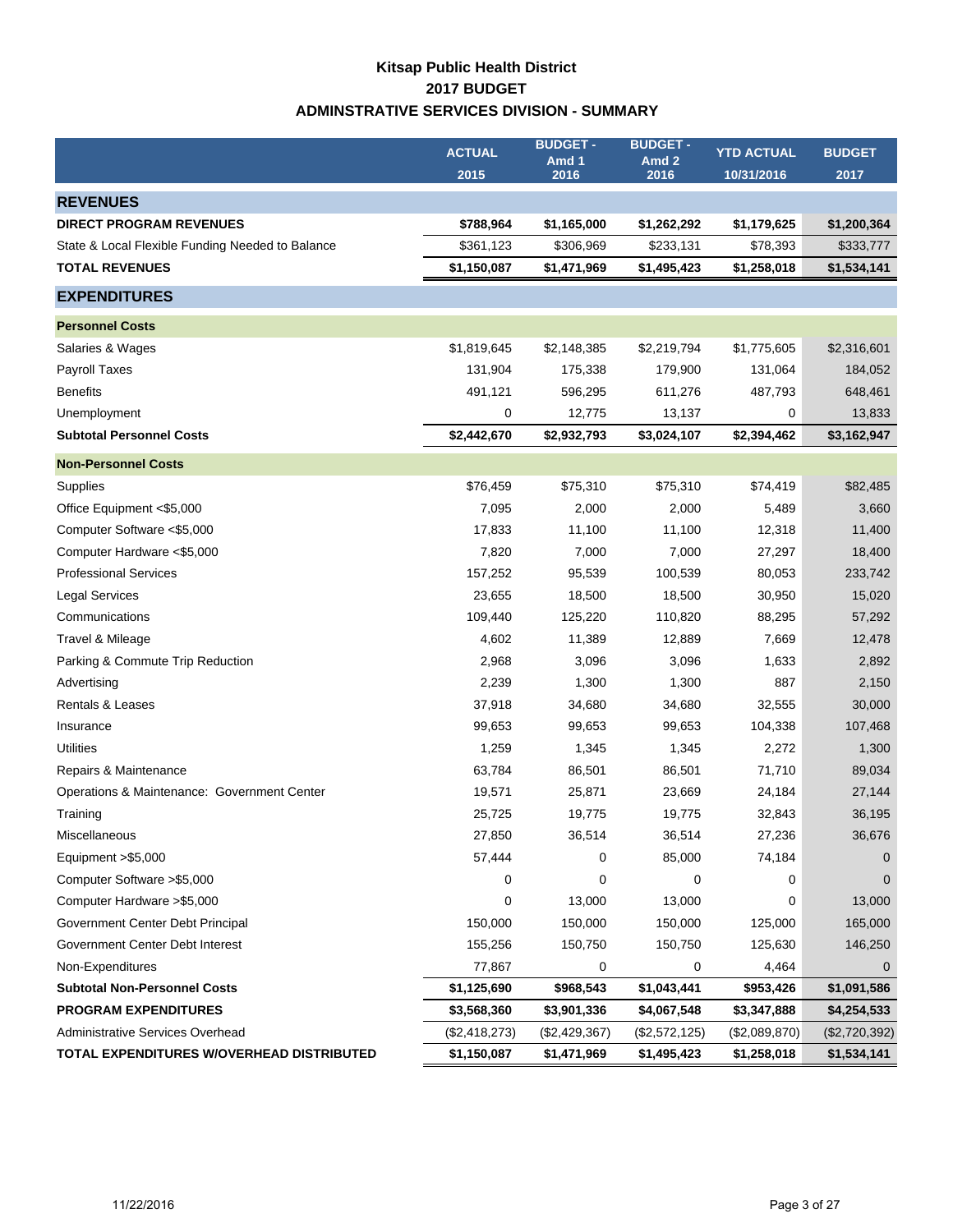# Kitsap Public Health District
## 2017 BUDGET
## ADMINSTRATIVE SERVICES DIVISION - SUMMARY

| | ACTUAL 2015 | BUDGET - Amd 1 2016 | BUDGET - Amd 2 2016 | YTD ACTUAL 10/31/2016 | BUDGET 2017 |
|---|---|---|---|---|---|
| **REVENUES** | | | | | |
| **DIRECT PROGRAM REVENUES** | **$788,964** | **$1,165,000** | **$1,262,292** | **$1,179,625** | **$1,200,364** |
| State & Local Flexible Funding Needed to Balance | $361,123 | $306,969 | $233,131 | $78,393 | $333,777 |
| **TOTAL REVENUES** | **$1,150,087** | **$1,471,969** | **$1,495,423** | **$1,258,018** | **$1,534,141** |
| **EXPENDITURES** | | | | | |
| **Personnel Costs** | | | | | |
| Salaries & Wages | $1,819,645 | $2,148,385 | $2,219,794 | $1,775,605 | $2,316,601 |
| Payroll Taxes | 131,904 | 175,338 | 179,900 | 131,064 | 184,052 |
| Benefits | 491,121 | 596,295 | 611,276 | 487,793 | 648,461 |
| Unemployment | 0 | 12,775 | 13,137 | 0 | 13,833 |
| **Subtotal Personnel Costs** | **$2,442,670** | **$2,932,793** | **$3,024,107** | **$2,394,462** | **$3,162,947** |
| **Non-Personnel Costs** | | | | | |
| Supplies | $76,459 | $75,310 | $75,310 | $74,419 | $82,485 |
| Office Equipment <$5,000 | 7,095 | 2,000 | 2,000 | 5,489 | 3,660 |
| Computer Software <$5,000 | 17,833 | 11,100 | 11,100 | 12,318 | 11,400 |
| Computer Hardware <$5,000 | 7,820 | 7,000 | 7,000 | 27,297 | 18,400 |
| Professional Services | 157,252 | 95,539 | 100,539 | 80,053 | 233,742 |
| Legal Services | 23,655 | 18,500 | 18,500 | 30,950 | 15,020 |
| Communications | 109,440 | 125,220 | 110,820 | 88,295 | 57,292 |
| Travel & Mileage | 4,602 | 11,389 | 12,889 | 7,669 | 12,478 |
| Parking & Commute Trip Reduction | 2,968 | 3,096 | 3,096 | 1,633 | 2,892 |
| Advertising | 2,239 | 1,300 | 1,300 | 887 | 2,150 |
| Rentals & Leases | 37,918 | 34,680 | 34,680 | 32,555 | 30,000 |
| Insurance | 99,653 | 99,653 | 99,653 | 104,338 | 107,468 |
| Utilities | 1,259 | 1,345 | 1,345 | 2,272 | 1,300 |
| Repairs & Maintenance | 63,784 | 86,501 | 86,501 | 71,710 | 89,034 |
| Operations & Maintenance: Government Center | 19,571 | 25,871 | 23,669 | 24,184 | 27,144 |
| Training | 25,725 | 19,775 | 19,775 | 32,843 | 36,195 |
| Miscellaneous | 27,850 | 36,514 | 36,514 | 27,236 | 36,676 |
| Equipment >$5,000 | 57,444 | 0 | 85,000 | 74,184 | 0 |
| Computer Software >$5,000 | 0 | 0 | 0 | 0 | 0 |
| Computer Hardware >$5,000 | 0 | 13,000 | 13,000 | 0 | 13,000 |
| Government Center Debt Principal | 150,000 | 150,000 | 150,000 | 125,000 | 165,000 |
| Government Center Debt Interest | 155,256 | 150,750 | 150,750 | 125,630 | 146,250 |
| Non-Expenditures | 77,867 | 0 | 0 | 4,464 | 0 |
| **Subtotal Non-Personnel Costs** | **$1,125,690** | **$968,543** | **$1,043,441** | **$953,426** | **$1,091,586** |
| **PROGRAM EXPENDITURES** | **$3,568,360** | **$3,901,336** | **$4,067,548** | **$3,347,888** | **$4,254,533** |
| Administrative Services Overhead | ($2,418,273) | ($2,429,367) | ($2,572,125) | ($2,089,870) | ($2,720,392) |
| **TOTAL EXPENDITURES W/OVERHEAD DISTRIBUTED** | **$1,150,087** | **$1,471,969** | **$1,495,423** | **$1,258,018** | **$1,534,141** |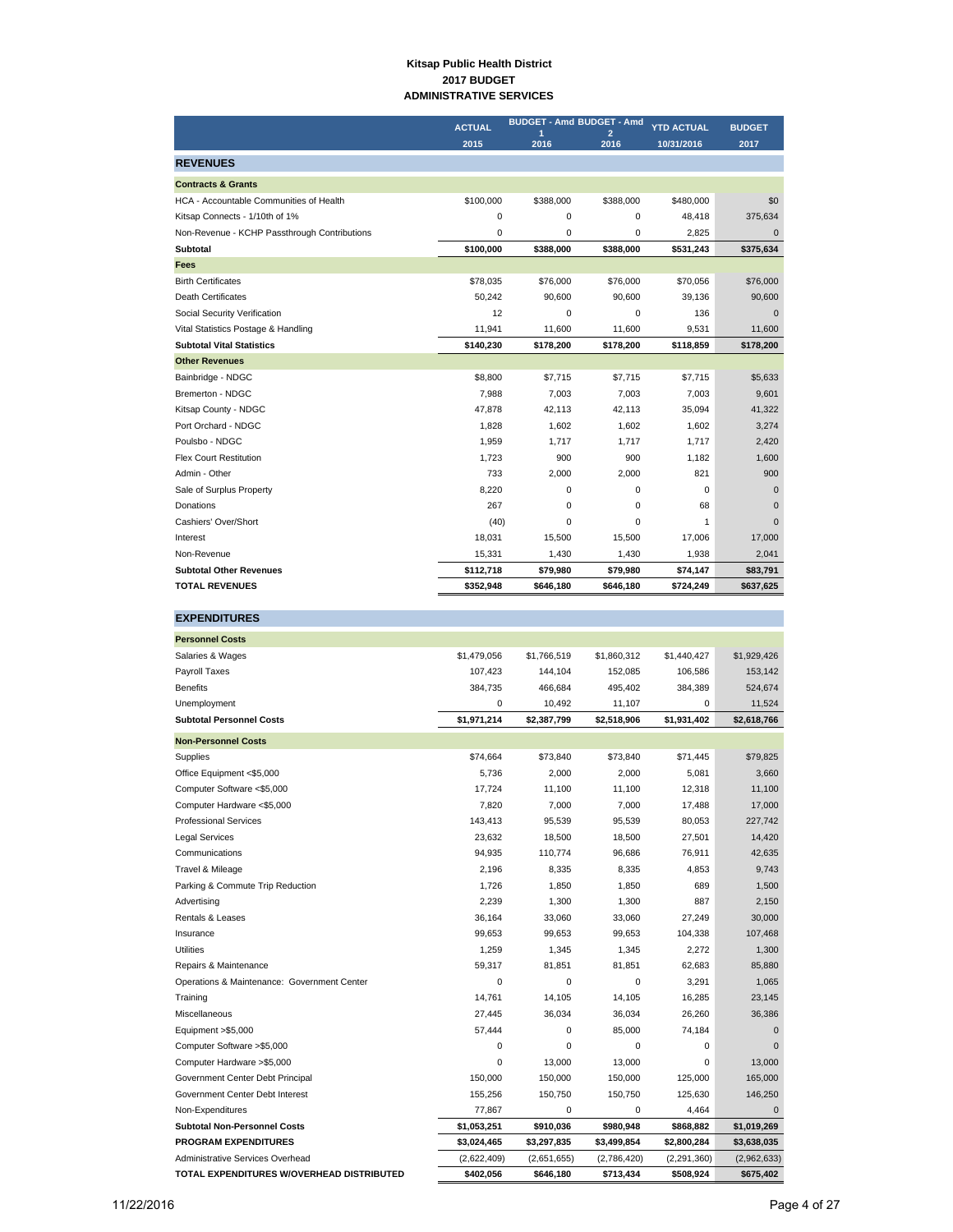**Kitsap Public Health District**
**2017 BUDGET**
**ADMINISTRATIVE SERVICES**

| | ACTUAL 2015 | BUDGET - Amd 1 2016 | BUDGET - Amd 2 2016 | YTD ACTUAL 10/31/2016 | BUDGET 2017 |
|---|---|---|---|---|---|
| **REVENUES** | | | | | |
| **Contracts & Grants** | | | | | |
| HCA - Accountable Communities of Health | $100,000 | $388,000 | $388,000 | $480,000 | $0 |
| Kitsap Connects - 1/10th of 1% | 0 | 0 | 0 | 48,418 | 375,634 |
| Non-Revenue - KCHP Passthrough Contributions | 0 | 0 | 0 | 2,825 | 0 |
| **Subtotal** | **$100,000** | **$388,000** | **$388,000** | **$531,243** | **$375,634** |
| **Fees** | | | | | |
| Birth Certificates | $78,035 | $76,000 | $76,000 | $70,056 | $76,000 |
| Death Certificates | 50,242 | 90,600 | 90,600 | 39,136 | 90,600 |
| Social Security Verification | 12 | 0 | 0 | 136 | 0 |
| Vital Statistics Postage & Handling | 11,941 | 11,600 | 11,600 | 9,531 | 11,600 |
| **Subtotal Vital Statistics** | **$140,230** | **$178,200** | **$178,200** | **$118,859** | **$178,200** |
| **Other Revenues** | | | | | |
| Bainbridge - NDGC | $8,800 | $7,715 | $7,715 | $7,715 | $5,633 |
| Bremerton - NDGC | 7,988 | 7,003 | 7,003 | 7,003 | 9,601 |
| Kitsap County - NDGC | 47,878 | 42,113 | 42,113 | 35,094 | 41,322 |
| Port Orchard - NDGC | 1,828 | 1,602 | 1,602 | 1,602 | 3,274 |
| Poulsbo - NDGC | 1,959 | 1,717 | 1,717 | 1,717 | 2,420 |
| Flex Court Restitution | 1,723 | 900 | 900 | 1,182 | 1,600 |
| Admin - Other | 733 | 2,000 | 2,000 | 821 | 900 |
| Sale of Surplus Property | 8,220 | 0 | 0 | 0 | 0 |
| Donations | 267 | 0 | 0 | 68 | 0 |
| Cashiers' Over/Short | (40) | 0 | 0 | 1 | 0 |
| Interest | 18,031 | 15,500 | 15,500 | 17,006 | 17,000 |
| Non-Revenue | 15,331 | 1,430 | 1,430 | 1,938 | 2,041 |
| **Subtotal Other Revenues** | **$112,718** | **$79,980** | **$79,980** | **$74,147** | **$83,791** |
| **TOTAL REVENUES** | **$352,948** | **$646,180** | **$646,180** | **$724,249** | **$637,625** |
| **EXPENDITURES** | | | | | |
| **Personnel Costs** | | | | | |
| Salaries & Wages | $1,479,056 | $1,766,519 | $1,860,312 | $1,440,427 | $1,929,426 |
| Payroll Taxes | 107,423 | 144,104 | 152,085 | 106,586 | 153,142 |
| Benefits | 384,735 | 466,684 | 495,402 | 384,389 | 524,674 |
| Unemployment | 0 | 10,492 | 11,107 | 0 | 11,524 |
| **Subtotal Personnel Costs** | **$1,971,214** | **$2,387,799** | **$2,518,906** | **$1,931,402** | **$2,618,766** |
| **Non-Personnel Costs** | | | | | |
| Supplies | $74,664 | $73,840 | $73,840 | $71,445 | $79,825 |
| Office Equipment <$5,000 | 5,736 | 2,000 | 2,000 | 5,081 | 3,660 |
| Computer Software <$5,000 | 17,724 | 11,100 | 11,100 | 12,318 | 11,100 |
| Computer Hardware <$5,000 | 7,820 | 7,000 | 7,000 | 17,488 | 17,000 |
| Professional Services | 143,413 | 95,539 | 95,539 | 80,053 | 227,742 |
| Legal Services | 23,632 | 18,500 | 18,500 | 27,501 | 14,420 |
| Communications | 94,935 | 110,774 | 96,686 | 76,911 | 42,635 |
| Travel & Mileage | 2,196 | 8,335 | 8,335 | 4,853 | 9,743 |
| Parking & Commute Trip Reduction | 1,726 | 1,850 | 1,850 | 689 | 1,500 |
| Advertising | 2,239 | 1,300 | 1,300 | 887 | 2,150 |
| Rentals & Leases | 36,164 | 33,060 | 33,060 | 27,249 | 30,000 |
| Insurance | 99,653 | 99,653 | 99,653 | 104,338 | 107,468 |
| Utilities | 1,259 | 1,345 | 1,345 | 2,272 | 1,300 |
| Repairs & Maintenance | 59,317 | 81,851 | 81,851 | 62,683 | 85,880 |
| Operations & Maintenance: Government Center | 0 | 0 | 0 | 3,291 | 1,065 |
| Training | 14,761 | 14,105 | 14,105 | 16,285 | 23,145 |
| Miscellaneous | 27,445 | 36,034 | 36,034 | 26,260 | 36,386 |
| Equipment >$5,000 | 57,444 | 0 | 85,000 | 74,184 | 0 |
| Computer Software >$5,000 | 0 | 0 | 0 | 0 | 0 |
| Computer Hardware >$5,000 | 0 | 13,000 | 13,000 | 0 | 13,000 |
| Government Center Debt Principal | 150,000 | 150,000 | 150,000 | 125,000 | 165,000 |
| Government Center Debt Interest | 155,256 | 150,750 | 150,750 | 125,630 | 146,250 |
| Non-Expenditures | 77,867 | 0 | 0 | 4,464 | 0 |
| **Subtotal Non-Personnel Costs** | **$1,053,251** | **$910,036** | **$980,948** | **$868,882** | **$1,019,269** |
| **PROGRAM EXPENDITURES** | **$3,024,465** | **$3,297,835** | **$3,499,854** | **$2,800,284** | **$3,638,035** |
| Administrative Services Overhead | (2,622,409) | (2,651,655) | (2,786,420) | (2,291,360) | (2,962,633) |
| **TOTAL EXPENDITURES W/OVERHEAD DISTRIBUTED** | **$402,056** | **$646,180** | **$713,434** | **$508,924** | **$675,402** |

11/22/2016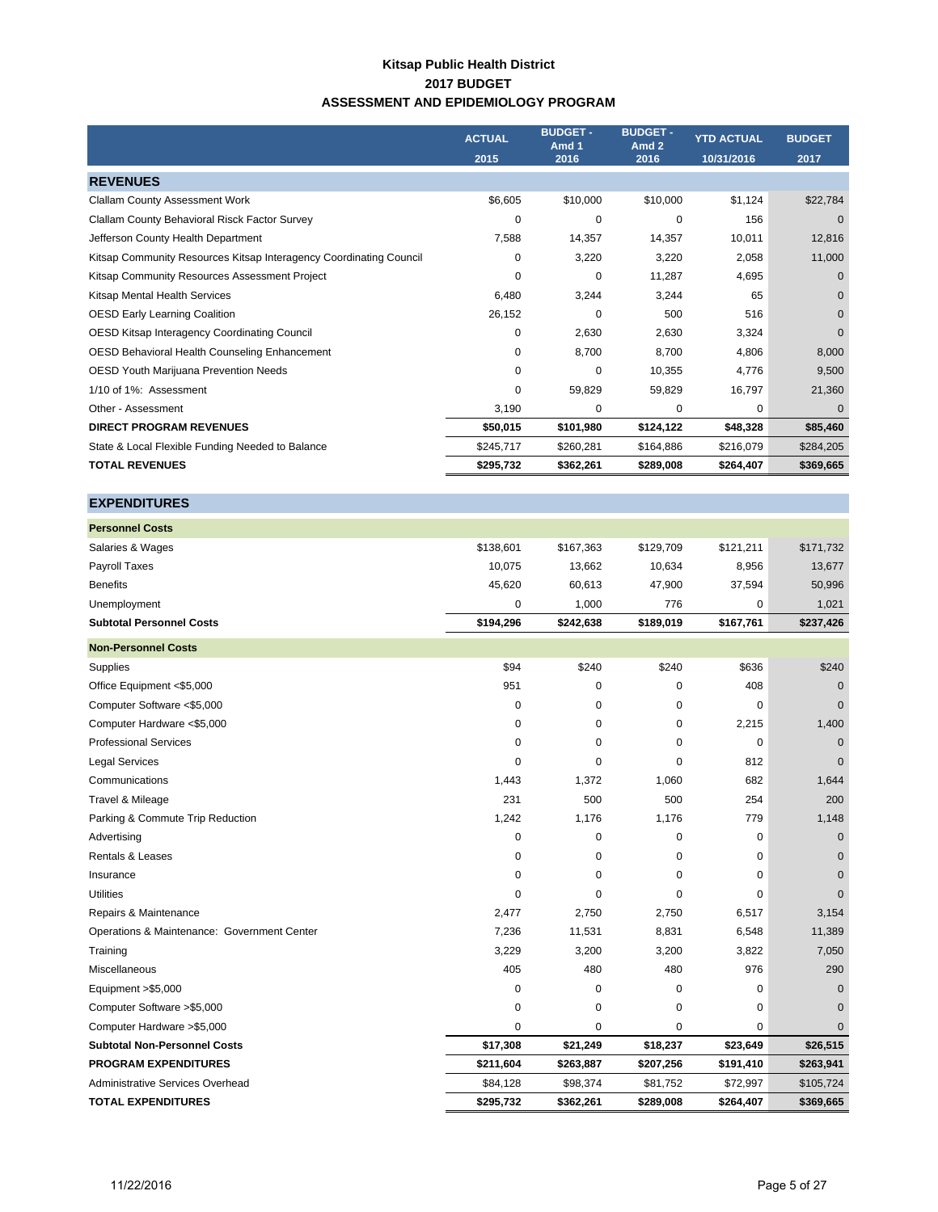# Kitsap Public Health District
## 2017 BUDGET
## ASSESSMENT AND EPIDEMIOLOGY PROGRAM

| | ACTUAL 2015 | BUDGET - Amd 1 2016 | BUDGET - Amd 2 2016 | YTD ACTUAL 10/31/2016 | BUDGET 2017 |
|---|---|---|---|---|---|
| **REVENUES** | | | | | |
| Clallam County Assessment Work | $6,605 | $10,000 | $10,000 | $1,124 | $22,784 |
| Clallam County Behavioral Risck Factor Survey | 0 | 0 | 0 | 156 | 0 |
| Jefferson County Health Department | 7,588 | 14,357 | 14,357 | 10,011 | 12,816 |
| Kitsap Community Resources Kitsap Interagency Coordinating Council | 0 | 3,220 | 3,220 | 2,058 | 11,000 |
| Kitsap Community Resources Assessment Project | 0 | 0 | 11,287 | 4,695 | 0 |
| Kitsap Mental Health Services | 6,480 | 3,244 | 3,244 | 65 | 0 |
| OESD Early Learning Coalition | 26,152 | 0 | 500 | 516 | 0 |
| OESD Kitsap Interagency Coordinating Council | 0 | 2,630 | 2,630 | 3,324 | 0 |
| OESD Behavioral Health Counseling Enhancement | 0 | 8,700 | 8,700 | 4,806 | 8,000 |
| OESD Youth Marijuana Prevention Needs | 0 | 0 | 10,355 | 4,776 | 9,500 |
| 1/10 of 1%: Assessment | 0 | 59,829 | 59,829 | 16,797 | 21,360 |
| Other - Assessment | 3,190 | 0 | 0 | 0 | 0 |
| **DIRECT PROGRAM REVENUES** | **$50,015** | **$101,980** | **$124,122** | **$48,328** | **$85,460** |
| State & Local Flexible Funding Needed to Balance | $245,717 | $260,281 | $164,886 | $216,079 | $284,205 |
| **TOTAL REVENUES** | **$295,732** | **$362,261** | **$289,008** | **$264,407** | **$369,665** |
| **EXPENDITURES** | | | | | |
| **Personnel Costs** | | | | | |
| Salaries & Wages | $138,601 | $167,363 | $129,709 | $121,211 | $171,732 |
| Payroll Taxes | 10,075 | 13,662 | 10,634 | 8,956 | 13,677 |
| Benefits | 45,620 | 60,613 | 47,900 | 37,594 | 50,996 |
| Unemployment | 0 | 1,000 | 776 | 0 | 1,021 |
| **Subtotal Personnel Costs** | **$194,296** | **$242,638** | **$189,019** | **$167,761** | **$237,426** |
| **Non-Personnel Costs** | | | | | |
| Supplies | $94 | $240 | $240 | $636 | $240 |
| Office Equipment <$5,000 | 951 | 0 | 0 | 408 | 0 |
| Computer Software <$5,000 | 0 | 0 | 0 | 0 | 0 |
| Computer Hardware <$5,000 | 0 | 0 | 0 | 2,215 | 1,400 |
| Professional Services | 0 | 0 | 0 | 0 | 0 |
| Legal Services | 0 | 0 | 0 | 812 | 0 |
| Communications | 1,443 | 1,372 | 1,060 | 682 | 1,644 |
| Travel & Mileage | 231 | 500 | 500 | 254 | 200 |
| Parking & Commute Trip Reduction | 1,242 | 1,176 | 1,176 | 779 | 1,148 |
| Advertising | 0 | 0 | 0 | 0 | 0 |
| Rentals & Leases | 0 | 0 | 0 | 0 | 0 |
| Insurance | 0 | 0 | 0 | 0 | 0 |
| Utilities | 0 | 0 | 0 | 0 | 0 |
| Repairs & Maintenance | 2,477 | 2,750 | 2,750 | 6,517 | 3,154 |
| Operations & Maintenance: Government Center | 7,236 | 11,531 | 8,831 | 6,548 | 11,389 |
| Training | 3,229 | 3,200 | 3,200 | 3,822 | 7,050 |
| Miscellaneous | 405 | 480 | 480 | 976 | 290 |
| Equipment >$5,000 | 0 | 0 | 0 | 0 | 0 |
| Computer Software >$5,000 | 0 | 0 | 0 | 0 | 0 |
| Computer Hardware >$5,000 | 0 | 0 | 0 | 0 | 0 |
| **Subtotal Non-Personnel Costs** | **$17,308** | **$21,249** | **$18,237** | **$23,649** | **$26,515** |
| **PROGRAM EXPENDITURES** | **$211,604** | **$263,887** | **$207,256** | **$191,410** | **$263,941** |
| Administrative Services Overhead | $84,128 | $98,374 | $81,752 | $72,997 | $105,724 |
| **TOTAL EXPENDITURES** | **$295,732** | **$362,261** | **$289,008** | **$264,407** | **$369,665** |

11/22/2016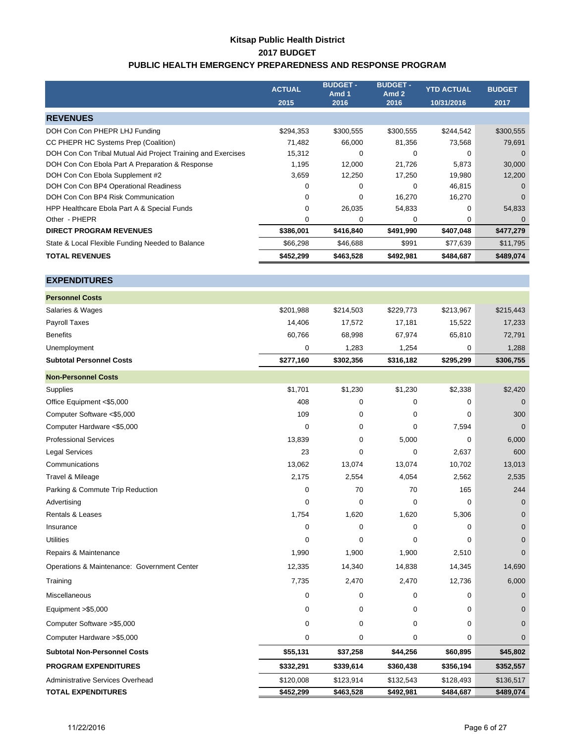# Kitsap Public Health District
## 2017 BUDGET
### PUBLIC HEALTH EMERGENCY PREPAREDNESS AND RESPONSE PROGRAM

| | ACTUAL 2015 | BUDGET - Amd 1 2016 | BUDGET - Amd 2 2016 | YTD ACTUAL 10/31/2016 | BUDGET 2017 |
|---|---|---|---|---|---|
| **REVENUES** | | | | | |
| DOH Con Con PHEPR LHJ Funding | $294,353 | $300,555 | $300,555 | $244,542 | $300,555 |
| CC PHEPR HC Systems Prep (Coalition) | 71,482 | 66,000 | 81,356 | 73,568 | 79,691 |
| DOH Con Con Tribal Mutual Aid Project Training and Exercises | 15,312 | 0 | 0 | 0 | 0 |
| DOH Con Con Ebola Part A Preparation & Response | 1,195 | 12,000 | 21,726 | 5,873 | 30,000 |
| DOH Con Con Ebola Supplement #2 | 3,659 | 12,250 | 17,250 | 19,980 | 12,200 |
| DOH Con Con BP4 Operational Readiness | 0 | 0 | 0 | 46,815 | 0 |
| DOH Con Con BP4 Risk Communication | 0 | 0 | 16,270 | 16,270 | 0 |
| HPP Healthcare Ebola Part A & Special Funds | 0 | 26,035 | 54,833 | 0 | 54,833 |
| Other - PHEPR | 0 | 0 | 0 | 0 | 0 |
| **DIRECT PROGRAM REVENUES** | **$386,001** | **$416,840** | **$491,990** | **$407,048** | **$477,279** |
| State & Local Flexible Funding Needed to Balance | $66,298 | $46,688 | $991 | $77,639 | $11,795 |
| **TOTAL REVENUES** | **$452,299** | **$463,528** | **$492,981** | **$484,687** | **$489,074** |
| **EXPENDITURES** | | | | | |
| **Personnel Costs** | | | | | |
| Salaries & Wages | $201,988 | $214,503 | $229,773 | $213,967 | $215,443 |
| Payroll Taxes | 14,406 | 17,572 | 17,181 | 15,522 | 17,233 |
| Benefits | 60,766 | 68,998 | 67,974 | 65,810 | 72,791 |
| Unemployment | 0 | 1,283 | 1,254 | 0 | 1,288 |
| **Subtotal Personnel Costs** | **$277,160** | **$302,356** | **$316,182** | **$295,299** | **$306,755** |
| **Non-Personnel Costs** | | | | | |
| Supplies | $1,701 | $1,230 | $1,230 | $2,338 | $2,420 |
| Office Equipment <$5,000 | 408 | 0 | 0 | 0 | 0 |
| Computer Software <$5,000 | 109 | 0 | 0 | 0 | 300 |
| Computer Hardware <$5,000 | 0 | 0 | 0 | 7,594 | 0 |
| Professional Services | 13,839 | 0 | 5,000 | 0 | 6,000 |
| Legal Services | 23 | 0 | 0 | 2,637 | 600 |
| Communications | 13,062 | 13,074 | 13,074 | 10,702 | 13,013 |
| Travel & Mileage | 2,175 | 2,554 | 4,054 | 2,562 | 2,535 |
| Parking & Commute Trip Reduction | 0 | 70 | 70 | 165 | 244 |
| Advertising | 0 | 0 | 0 | 0 | 0 |
| Rentals & Leases | 1,754 | 1,620 | 1,620 | 5,306 | 0 |
| Insurance | 0 | 0 | 0 | 0 | 0 |
| Utilities | 0 | 0 | 0 | 0 | 0 |
| Repairs & Maintenance | 1,990 | 1,900 | 1,900 | 2,510 | 0 |
| Operations & Maintenance: Government Center | 12,335 | 14,340 | 14,838 | 14,345 | 14,690 |
| Training | 7,735 | 2,470 | 2,470 | 12,736 | 6,000 |
| Miscellaneous | 0 | 0 | 0 | 0 | 0 |
| Equipment >$5,000 | 0 | 0 | 0 | 0 | 0 |
| Computer Software >$5,000 | 0 | 0 | 0 | 0 | 0 |
| Computer Hardware >$5,000 | 0 | 0 | 0 | 0 | 0 |
| **Subtotal Non-Personnel Costs** | **$55,131** | **$37,258** | **$44,256** | **$60,895** | **$45,802** |
| **PROGRAM EXPENDITURES** | **$332,291** | **$339,614** | **$360,438** | **$356,194** | **$352,557** |
| Administrative Services Overhead | $120,008 | $123,914 | $132,543 | $128,493 | $136,517 |
| **TOTAL EXPENDITURES** | **$452,299** | **$463,528** | **$492,981** | **$484,687** | **$489,074** |

11/22/2016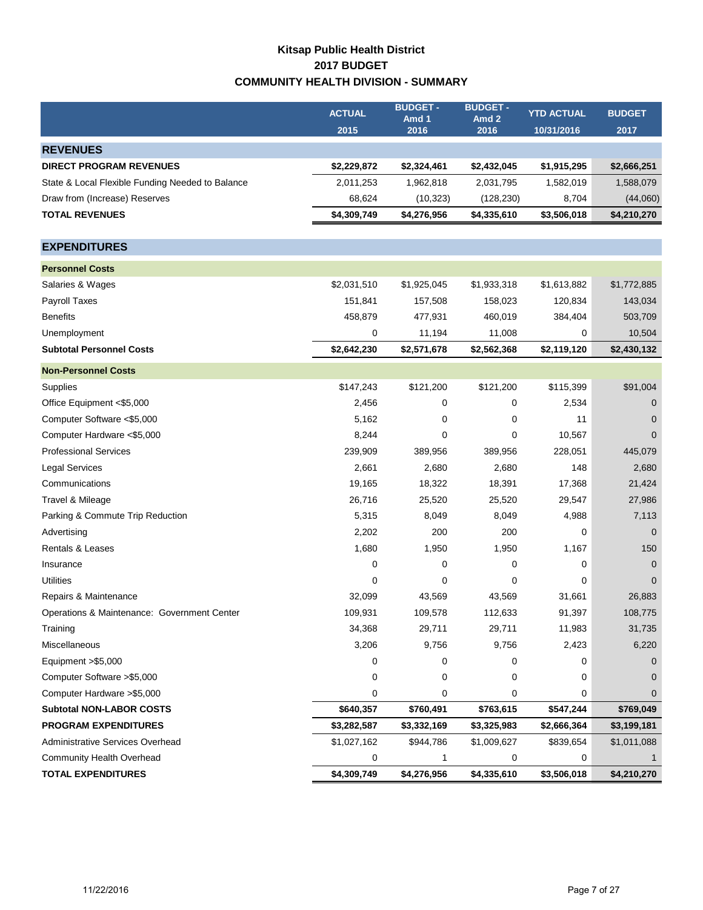# Kitsap Public Health District
## 2017 BUDGET
## COMMUNITY HEALTH DIVISION - SUMMARY

| | ACTUAL 2015 | BUDGET - Amd 1 2016 | BUDGET - Amd 2 2016 | YTD ACTUAL 10/31/2016 | BUDGET 2017 |
|---|---|---|---|---|---|
| **REVENUES** | | | | | |
| **DIRECT PROGRAM REVENUES** | **$2,229,872** | **$2,324,461** | **$2,432,045** | **$1,915,295** | **$2,666,251** |
| State & Local Flexible Funding Needed to Balance | 2,011,253 | 1,962,818 | 2,031,795 | 1,582,019 | 1,588,079 |
| Draw from (Increase) Reserves | 68,624 | (10,323) | (128,230) | 8,704 | (44,060) |
| **TOTAL REVENUES** | **$4,309,749** | **$4,276,956** | **$4,335,610** | **$3,506,018** | **$4,210,270** |
| **EXPENDITURES** | | | | | |
| **Personnel Costs** | | | | | |
| Salaries & Wages | $2,031,510 | $1,925,045 | $1,933,318 | $1,613,882 | $1,772,885 |
| Payroll Taxes | 151,841 | 157,508 | 158,023 | 120,834 | 143,034 |
| Benefits | 458,879 | 477,931 | 460,019 | 384,404 | 503,709 |
| Unemployment | 0 | 11,194 | 11,008 | 0 | 10,504 |
| **Subtotal Personnel Costs** | **$2,642,230** | **$2,571,678** | **$2,562,368** | **$2,119,120** | **$2,430,132** |
| **Non-Personnel Costs** | | | | | |
| Supplies | $147,243 | $121,200 | $121,200 | $115,399 | $91,004 |
| Office Equipment <$5,000 | 2,456 | 0 | 0 | 2,534 | 0 |
| Computer Software <$5,000 | 5,162 | 0 | 0 | 11 | 0 |
| Computer Hardware <$5,000 | 8,244 | 0 | 0 | 10,567 | 0 |
| Professional Services | 239,909 | 389,956 | 389,956 | 228,051 | 445,079 |
| Legal Services | 2,661 | 2,680 | 2,680 | 148 | 2,680 |
| Communications | 19,165 | 18,322 | 18,391 | 17,368 | 21,424 |
| Travel & Mileage | 26,716 | 25,520 | 25,520 | 29,547 | 27,986 |
| Parking & Commute Trip Reduction | 5,315 | 8,049 | 8,049 | 4,988 | 7,113 |
| Advertising | 2,202 | 200 | 200 | 0 | 0 |
| Rentals & Leases | 1,680 | 1,950 | 1,950 | 1,167 | 150 |
| Insurance | 0 | 0 | 0 | 0 | 0 |
| Utilities | 0 | 0 | 0 | 0 | 0 |
| Repairs & Maintenance | 32,099 | 43,569 | 43,569 | 31,661 | 26,883 |
| Operations & Maintenance: Government Center | 109,931 | 109,578 | 112,633 | 91,397 | 108,775 |
| Training | 34,368 | 29,711 | 29,711 | 11,983 | 31,735 |
| Miscellaneous | 3,206 | 9,756 | 9,756 | 2,423 | 6,220 |
| Equipment >$5,000 | 0 | 0 | 0 | 0 | 0 |
| Computer Software >$5,000 | 0 | 0 | 0 | 0 | 0 |
| Computer Hardware >$5,000 | 0 | 0 | 0 | 0 | 0 |
| **Subtotal NON-LABOR COSTS** | **$640,357** | **$760,491** | **$763,615** | **$547,244** | **$769,049** |
| **PROGRAM EXPENDITURES** | **$3,282,587** | **$3,332,169** | **$3,325,983** | **$2,666,364** | **$3,199,181** |
| Administrative Services Overhead | $1,027,162 | $944,786 | $1,009,627 | $839,654 | $1,011,088 |
| Community Health Overhead | 0 | 1 | 0 | 0 | 1 |
| **TOTAL EXPENDITURES** | **$4,309,749** | **$4,276,956** | **$4,335,610** | **$3,506,018** | **$4,210,270** |

11/22/2016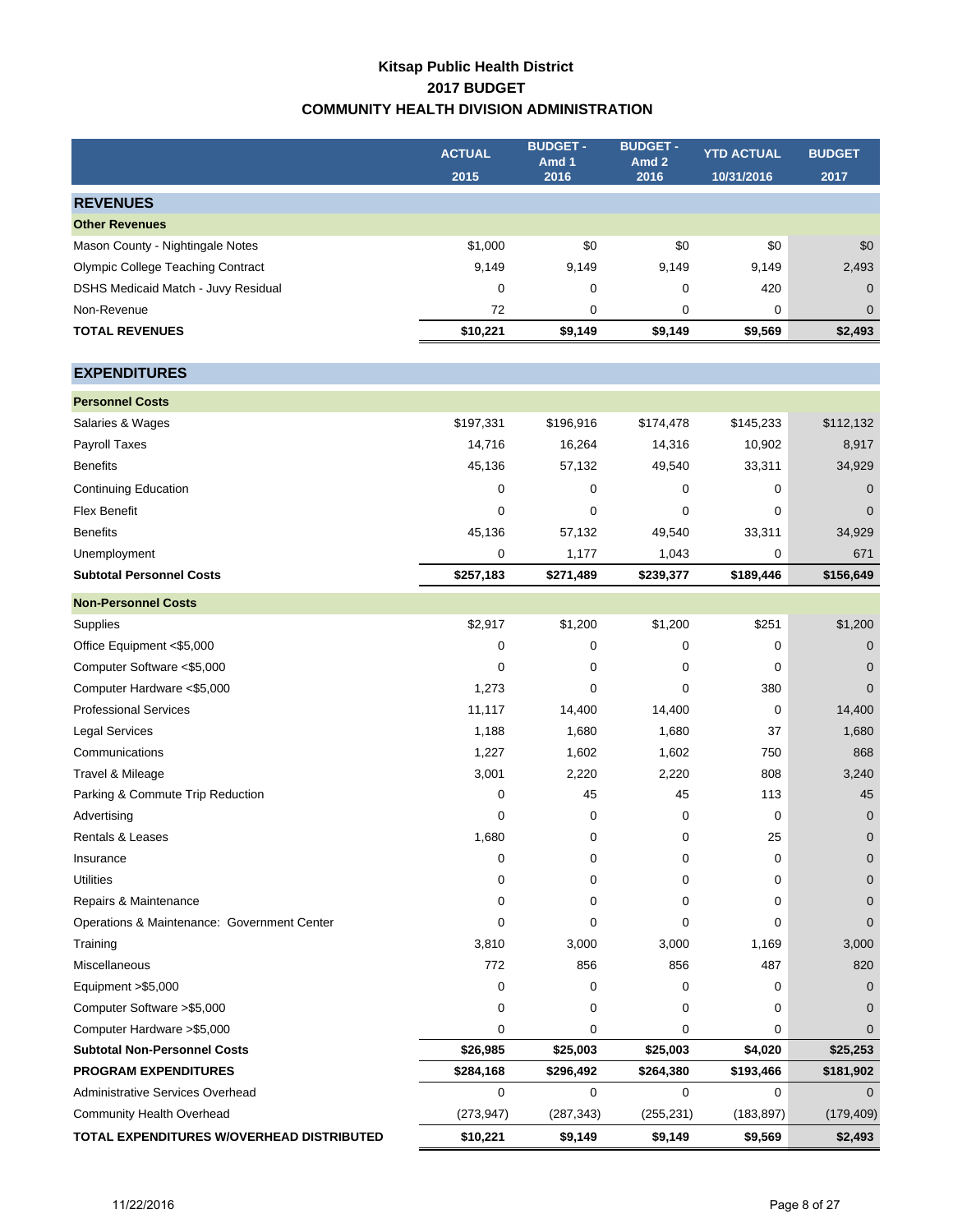# Kitsap Public Health District
## 2017 BUDGET
## COMMUNITY HEALTH DIVISION ADMINISTRATION

| | ACTUAL 2015 | BUDGET - Amd 1 2016 | BUDGET - Amd 2 2016 | YTD ACTUAL 10/31/2016 | BUDGET 2017 |
|---|---|---|---|---|---|
| **REVENUES** | | | | | |
| **Other Revenues** | | | | | |
| Mason County - Nightingale Notes | $1,000 | $0 | $0 | $0 | $0 |
| Olympic College Teaching Contract | 9,149 | 9,149 | 9,149 | 9,149 | 2,493 |
| DSHS Medicaid Match - Juvy Residual | 0 | 0 | 0 | 420 | 0 |
| Non-Revenue | 72 | 0 | 0 | 0 | 0 |
| **TOTAL REVENUES** | **$10,221** | **$9,149** | **$9,149** | **$9,569** | **$2,493** |
| **EXPENDITURES** | | | | | |
| **Personnel Costs** | | | | | |
| Salaries & Wages | $197,331 | $196,916 | $174,478 | $145,233 | $112,132 |
| Payroll Taxes | 14,716 | 16,264 | 14,316 | 10,902 | 8,917 |
| Benefits | 45,136 | 57,132 | 49,540 | 33,311 | 34,929 |
| Continuing Education | 0 | 0 | 0 | 0 | 0 |
| Flex Benefit | 0 | 0 | 0 | 0 | 0 |
| Benefits | 45,136 | 57,132 | 49,540 | 33,311 | 34,929 |
| Unemployment | 0 | 1,177 | 1,043 | 0 | 671 |
| **Subtotal Personnel Costs** | **$257,183** | **$271,489** | **$239,377** | **$189,446** | **$156,649** |
| **Non-Personnel Costs** | | | | | |
| Supplies | $2,917 | $1,200 | $1,200 | $251 | $1,200 |
| Office Equipment <$5,000 | 0 | 0 | 0 | 0 | 0 |
| Computer Software <$5,000 | 0 | 0 | 0 | 0 | 0 |
| Computer Hardware <$5,000 | 1,273 | 0 | 0 | 380 | 0 |
| Professional Services | 11,117 | 14,400 | 14,400 | 0 | 14,400 |
| Legal Services | 1,188 | 1,680 | 1,680 | 37 | 1,680 |
| Communications | 1,227 | 1,602 | 1,602 | 750 | 868 |
| Travel & Mileage | 3,001 | 2,220 | 2,220 | 808 | 3,240 |
| Parking & Commute Trip Reduction | 0 | 45 | 45 | 113 | 45 |
| Advertising | 0 | 0 | 0 | 0 | 0 |
| Rentals & Leases | 1,680 | 0 | 0 | 25 | 0 |
| Insurance | 0 | 0 | 0 | 0 | 0 |
| Utilities | 0 | 0 | 0 | 0 | 0 |
| Repairs & Maintenance | 0 | 0 | 0 | 0 | 0 |
| Operations & Maintenance: Government Center | 0 | 0 | 0 | 0 | 0 |
| Training | 3,810 | 3,000 | 3,000 | 1,169 | 3,000 |
| Miscellaneous | 772 | 856 | 856 | 487 | 820 |
| Equipment >$5,000 | 0 | 0 | 0 | 0 | 0 |
| Computer Software >$5,000 | 0 | 0 | 0 | 0 | 0 |
| Computer Hardware >$5,000 | 0 | 0 | 0 | 0 | 0 |
| **Subtotal Non-Personnel Costs** | **$26,985** | **$25,003** | **$25,003** | **$4,020** | **$25,253** |
| **PROGRAM EXPENDITURES** | **$284,168** | **$296,492** | **$264,380** | **$193,466** | **$181,902** |
| Administrative Services Overhead | 0 | 0 | 0 | 0 | 0 |
| Community Health Overhead | (273,947) | (287,343) | (255,231) | (183,897) | (179,409) |
| **TOTAL EXPENDITURES W/OVERHEAD DISTRIBUTED** | **$10,221** | **$9,149** | **$9,149** | **$9,569** | **$2,493** |

11/22/2016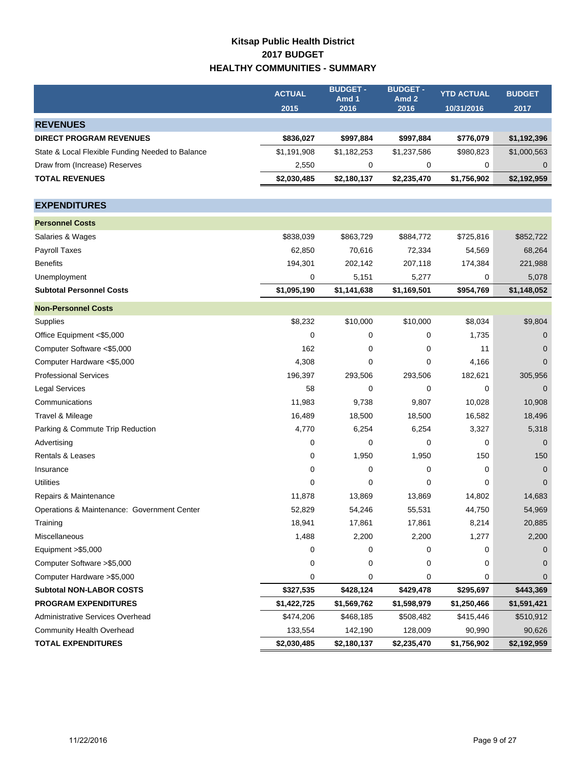# Kitsap Public Health District
## 2017 BUDGET
## HEALTHY COMMUNITIES - SUMMARY

| | ACTUAL 2015 | BUDGET - Amd 1 2016 | BUDGET - Amd 2 2016 | YTD ACTUAL 10/31/2016 | BUDGET 2017 |
|---|---|---|---|---|---|
| **REVENUES** | | | | | |
| **DIRECT PROGRAM REVENUES** | **$836,027** | **$997,884** | **$997,884** | **$776,079** | **$1,192,396** |
| State & Local Flexible Funding Needed to Balance | $1,191,908 | $1,182,253 | $1,237,586 | $980,823 | $1,000,563 |
| Draw from (Increase) Reserves | 2,550 | 0 | 0 | 0 | 0 |
| **TOTAL REVENUES** | **$2,030,485** | **$2,180,137** | **$2,235,470** | **$1,756,902** | **$2,192,959** |
| **EXPENDITURES** | | | | | |
| **Personnel Costs** | | | | | |
| Salaries & Wages | $838,039 | $863,729 | $884,772 | $725,816 | $852,722 |
| Payroll Taxes | 62,850 | 70,616 | 72,334 | 54,569 | 68,264 |
| Benefits | 194,301 | 202,142 | 207,118 | 174,384 | 221,988 |
| Unemployment | 0 | 5,151 | 5,277 | 0 | 5,078 |
| **Subtotal Personnel Costs** | **$1,095,190** | **$1,141,638** | **$1,169,501** | **$954,769** | **$1,148,052** |
| **Non-Personnel Costs** | | | | | |
| Supplies | $8,232 | $10,000 | $10,000 | $8,034 | $9,804 |
| Office Equipment <$5,000 | 0 | 0 | 0 | 1,735 | 0 |
| Computer Software <$5,000 | 162 | 0 | 0 | 11 | 0 |
| Computer Hardware <$5,000 | 4,308 | 0 | 0 | 4,166 | 0 |
| Professional Services | 196,397 | 293,506 | 293,506 | 182,621 | 305,956 |
| Legal Services | 58 | 0 | 0 | 0 | 0 |
| Communications | 11,983 | 9,738 | 9,807 | 10,028 | 10,908 |
| Travel & Mileage | 16,489 | 18,500 | 18,500 | 16,582 | 18,496 |
| Parking & Commute Trip Reduction | 4,770 | 6,254 | 6,254 | 3,327 | 5,318 |
| Advertising | 0 | 0 | 0 | 0 | 0 |
| Rentals & Leases | 0 | 1,950 | 1,950 | 150 | 150 |
| Insurance | 0 | 0 | 0 | 0 | 0 |
| Utilities | 0 | 0 | 0 | 0 | 0 |
| Repairs & Maintenance | 11,878 | 13,869 | 13,869 | 14,802 | 14,683 |
| Operations & Maintenance: Government Center | 52,829 | 54,246 | 55,531 | 44,750 | 54,969 |
| Training | 18,941 | 17,861 | 17,861 | 8,214 | 20,885 |
| Miscellaneous | 1,488 | 2,200 | 2,200 | 1,277 | 2,200 |
| Equipment >$5,000 | 0 | 0 | 0 | 0 | 0 |
| Computer Software >$5,000 | 0 | 0 | 0 | 0 | 0 |
| Computer Hardware >$5,000 | 0 | 0 | 0 | 0 | 0 |
| **Subtotal NON-LABOR COSTS** | **$327,535** | **$428,124** | **$429,478** | **$295,697** | **$443,369** |
| **PROGRAM EXPENDITURES** | **$1,422,725** | **$1,569,762** | **$1,598,979** | **$1,250,466** | **$1,591,421** |
| Administrative Services Overhead | $474,206 | $468,185 | $508,482 | $415,446 | $510,912 |
| Community Health Overhead | 133,554 | 142,190 | 128,009 | 90,990 | 90,626 |
| **TOTAL EXPENDITURES** | **$2,030,485** | **$2,180,137** | **$2,235,470** | **$1,756,902** | **$2,192,959** |

11/22/2016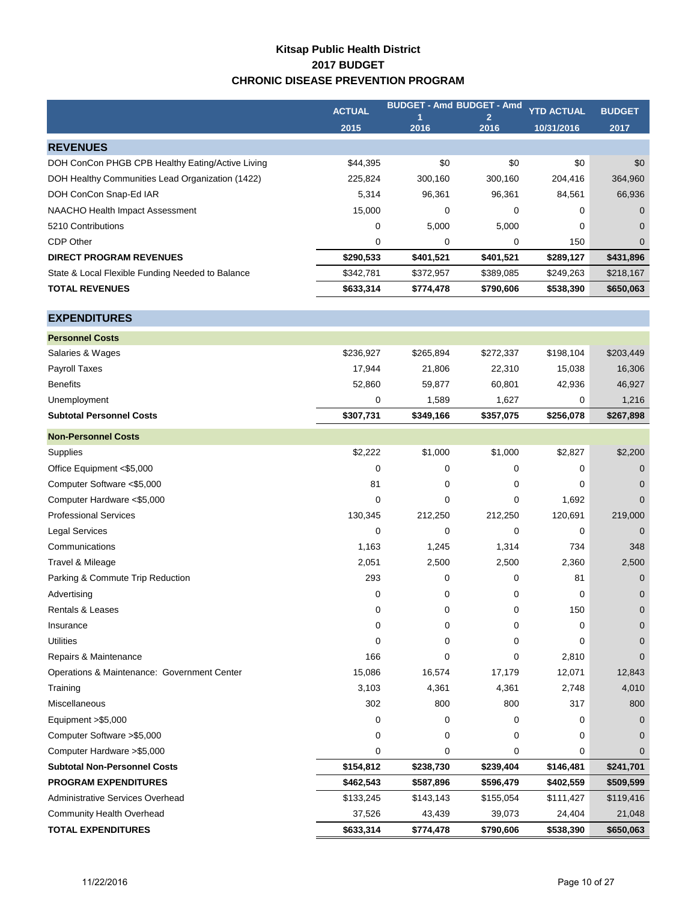# Kitsap Public Health District
## 2017 BUDGET
## CHRONIC DISEASE PREVENTION PROGRAM

| | ACTUAL 2015 | BUDGET - Amd 1 2016 | BUDGET - Amd 2 2016 | YTD ACTUAL 10/31/2016 | BUDGET 2017 |
|---|---|---|---|---|---|
| **REVENUES** | | | | | |
| DOH ConCon PHGB CPB Healthy Eating/Active Living | $44,395 | $0 | $0 | $0 | $0 |
| DOH Healthy Communities Lead Organization (1422) | 225,824 | 300,160 | 300,160 | 204,416 | 364,960 |
| DOH ConCon Snap-Ed IAR | 5,314 | 96,361 | 96,361 | 84,561 | 66,936 |
| NAACHO Health Impact Assessment | 15,000 | 0 | 0 | 0 | 0 |
| 5210 Contributions | 0 | 5,000 | 5,000 | 0 | 0 |
| CDP Other | 0 | 0 | 0 | 150 | 0 |
| **DIRECT PROGRAM REVENUES** | **$290,533** | **$401,521** | **$401,521** | **$289,127** | **$431,896** |
| State & Local Flexible Funding Needed to Balance | $342,781 | $372,957 | $389,085 | $249,263 | $218,167 |
| **TOTAL REVENUES** | **$633,314** | **$774,478** | **$790,606** | **$538,390** | **$650,063** |
| **EXPENDITURES** | | | | | |
| **Personnel Costs** | | | | | |
| Salaries & Wages | $236,927 | $265,894 | $272,337 | $198,104 | $203,449 |
| Payroll Taxes | 17,944 | 21,806 | 22,310 | 15,038 | 16,306 |
| Benefits | 52,860 | 59,877 | 60,801 | 42,936 | 46,927 |
| Unemployment | 0 | 1,589 | 1,627 | 0 | 1,216 |
| **Subtotal Personnel Costs** | **$307,731** | **$349,166** | **$357,075** | **$256,078** | **$267,898** |
| **Non-Personnel Costs** | | | | | |
| Supplies | $2,222 | $1,000 | $1,000 | $2,827 | $2,200 |
| Office Equipment <$5,000 | 0 | 0 | 0 | 0 | 0 |
| Computer Software <$5,000 | 81 | 0 | 0 | 0 | 0 |
| Computer Hardware <$5,000 | 0 | 0 | 0 | 1,692 | 0 |
| Professional Services | 130,345 | 212,250 | 212,250 | 120,691 | 219,000 |
| Legal Services | 0 | 0 | 0 | 0 | 0 |
| Communications | 1,163 | 1,245 | 1,314 | 734 | 348 |
| Travel & Mileage | 2,051 | 2,500 | 2,500 | 2,360 | 2,500 |
| Parking & Commute Trip Reduction | 293 | 0 | 0 | 81 | 0 |
| Advertising | 0 | 0 | 0 | 0 | 0 |
| Rentals & Leases | 0 | 0 | 0 | 150 | 0 |
| Insurance | 0 | 0 | 0 | 0 | 0 |
| Utilities | 0 | 0 | 0 | 0 | 0 |
| Repairs & Maintenance | 166 | 0 | 0 | 2,810 | 0 |
| Operations & Maintenance: Government Center | 15,086 | 16,574 | 17,179 | 12,071 | 12,843 |
| Training | 3,103 | 4,361 | 4,361 | 2,748 | 4,010 |
| Miscellaneous | 302 | 800 | 800 | 317 | 800 |
| Equipment >$5,000 | 0 | 0 | 0 | 0 | 0 |
| Computer Software >$5,000 | 0 | 0 | 0 | 0 | 0 |
| Computer Hardware >$5,000 | 0 | 0 | 0 | 0 | 0 |
| **Subtotal Non-Personnel Costs** | **$154,812** | **$238,730** | **$239,404** | **$146,481** | **$241,701** |
| **PROGRAM EXPENDITURES** | **$462,543** | **$587,896** | **$596,479** | **$402,559** | **$509,599** |
| Administrative Services Overhead | $133,245 | $143,143 | $155,054 | $111,427 | $119,416 |
| Community Health Overhead | 37,526 | 43,439 | 39,073 | 24,404 | 21,048 |
| **TOTAL EXPENDITURES** | **$633,314** | **$774,478** | **$790,606** | **$538,390** | **$650,063** |

11/22/2016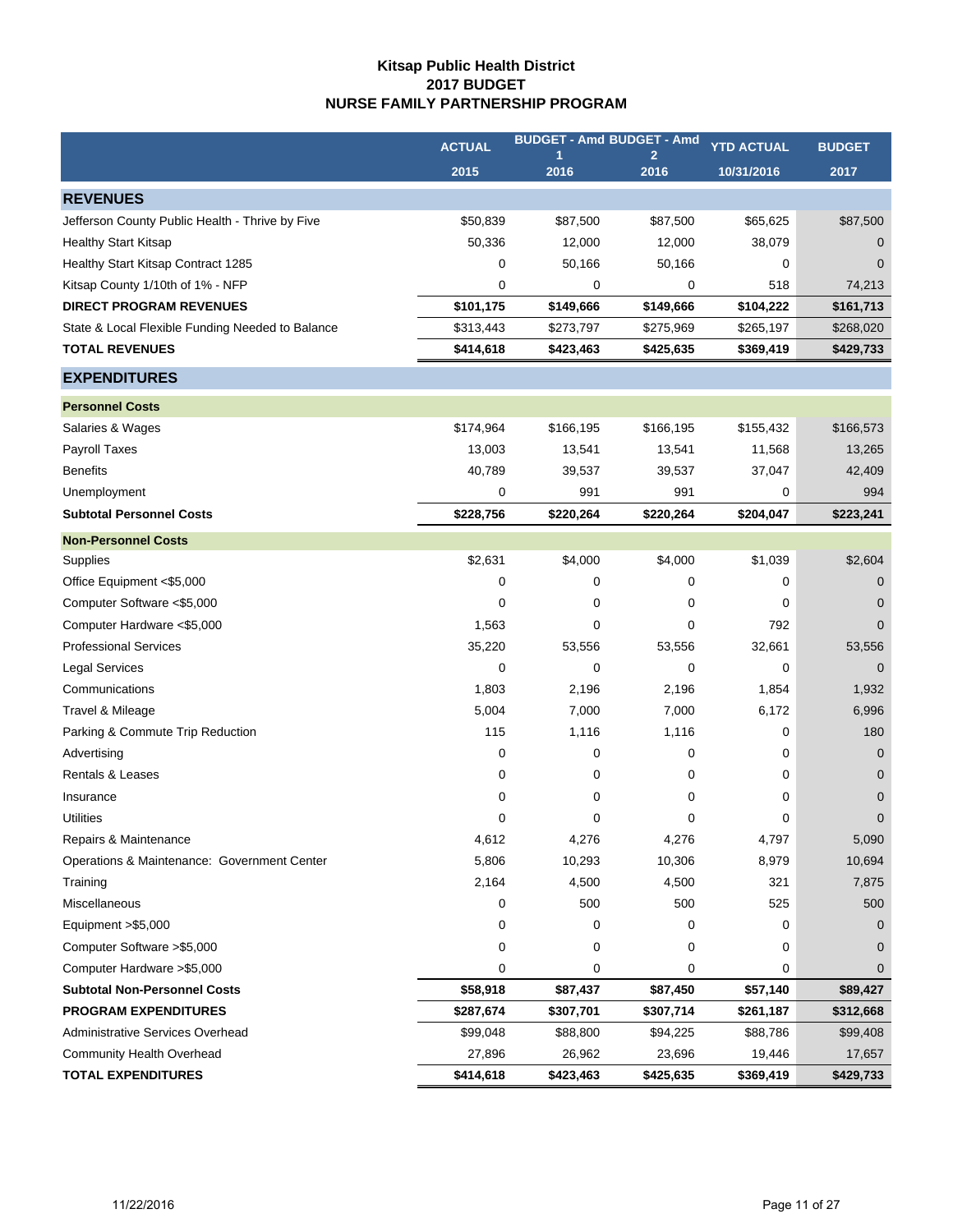# Kitsap Public Health District
## 2017 BUDGET
## NURSE FAMILY PARTNERSHIP PROGRAM

| | ACTUAL | BUDGET - Amd 1 | BUDGET - Amd 2 | YTD ACTUAL | BUDGET |
|---|---|---|---|---|---|
| | 2015 | 2016 | 2016 | 10/31/2016 | 2017 |
| **REVENUES** | | | | | |
| Jefferson County Public Health - Thrive by Five | $50,839 | $87,500 | $87,500 | $65,625 | $87,500 |
| Healthy Start Kitsap | 50,336 | 12,000 | 12,000 | 38,079 | 0 |
| Healthy Start Kitsap Contract 1285 | 0 | 50,166 | 50,166 | 0 | 0 |
| Kitsap County 1/10th of 1% - NFP | 0 | 0 | 0 | 518 | 74,213 |
| **DIRECT PROGRAM REVENUES** | **$101,175** | **$149,666** | **$149,666** | **$104,222** | **$161,713** |
| State & Local Flexible Funding Needed to Balance | $313,443 | $273,797 | $275,969 | $265,197 | $268,020 |
| **TOTAL REVENUES** | **$414,618** | **$423,463** | **$425,635** | **$369,419** | **$429,733** |
| **EXPENDITURES** | | | | | |
| **Personnel Costs** | | | | | |
| Salaries & Wages | $174,964 | $166,195 | $166,195 | $155,432 | $166,573 |
| Payroll Taxes | 13,003 | 13,541 | 13,541 | 11,568 | 13,265 |
| Benefits | 40,789 | 39,537 | 39,537 | 37,047 | 42,409 |
| Unemployment | 0 | 991 | 991 | 0 | 994 |
| **Subtotal Personnel Costs** | **$228,756** | **$220,264** | **$220,264** | **$204,047** | **$223,241** |
| **Non-Personnel Costs** | | | | | |
| Supplies | $2,631 | $4,000 | $4,000 | $1,039 | $2,604 |
| Office Equipment <$5,000 | 0 | 0 | 0 | 0 | 0 |
| Computer Software <$5,000 | 0 | 0 | 0 | 0 | 0 |
| Computer Hardware <$5,000 | 1,563 | 0 | 0 | 792 | 0 |
| Professional Services | 35,220 | 53,556 | 53,556 | 32,661 | 53,556 |
| Legal Services | 0 | 0 | 0 | 0 | 0 |
| Communications | 1,803 | 2,196 | 2,196 | 1,854 | 1,932 |
| Travel & Mileage | 5,004 | 7,000 | 7,000 | 6,172 | 6,996 |
| Parking & Commute Trip Reduction | 115 | 1,116 | 1,116 | 0 | 180 |
| Advertising | 0 | 0 | 0 | 0 | 0 |
| Rentals & Leases | 0 | 0 | 0 | 0 | 0 |
| Insurance | 0 | 0 | 0 | 0 | 0 |
| Utilities | 0 | 0 | 0 | 0 | 0 |
| Repairs & Maintenance | 4,612 | 4,276 | 4,276 | 4,797 | 5,090 |
| Operations & Maintenance: Government Center | 5,806 | 10,293 | 10,306 | 8,979 | 10,694 |
| Training | 2,164 | 4,500 | 4,500 | 321 | 7,875 |
| Miscellaneous | 0 | 500 | 500 | 525 | 500 |
| Equipment >$5,000 | 0 | 0 | 0 | 0 | 0 |
| Computer Software >$5,000 | 0 | 0 | 0 | 0 | 0 |
| Computer Hardware >$5,000 | 0 | 0 | 0 | 0 | 0 |
| **Subtotal Non-Personnel Costs** | **$58,918** | **$87,437** | **$87,450** | **$57,140** | **$89,427** |
| **PROGRAM EXPENDITURES** | **$287,674** | **$307,701** | **$307,714** | **$261,187** | **$312,668** |
| Administrative Services Overhead | $99,048 | $88,800 | $94,225 | $88,786 | $99,408 |
| Community Health Overhead | 27,896 | 26,962 | 23,696 | 19,446 | 17,657 |
| **TOTAL EXPENDITURES** | **$414,618** | **$423,463** | **$425,635** | **$369,419** | **$429,733** |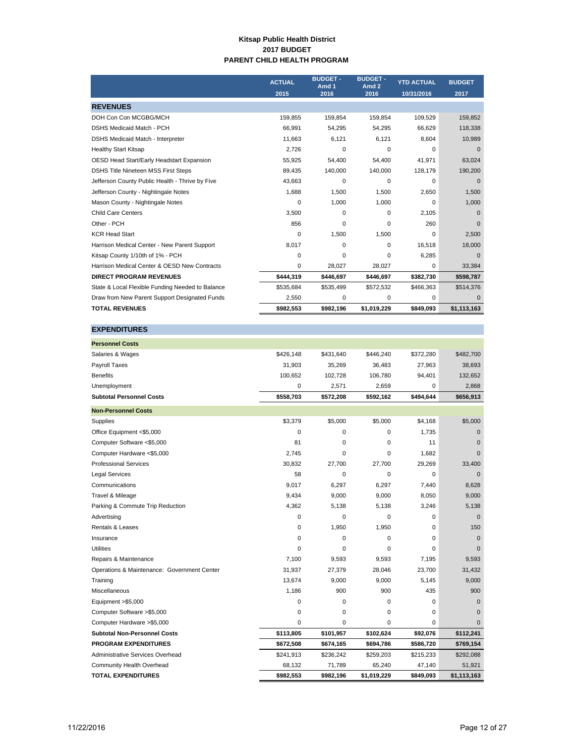# Kitsap Public Health District
## 2017 BUDGET
## PARENT CHILD HEALTH PROGRAM

| | ACTUAL 2015 | BUDGET - Amd 1 2016 | BUDGET - Amd 2 2016 | YTD ACTUAL 10/31/2016 | BUDGET 2017 |
|---|---|---|---|---|---|
| **REVENUES** | | | | | |
| DOH Con Con MCGBG/MCH | 159,855 | 159,854 | 159,854 | 109,529 | 159,852 |
| DSHS Medicaid Match - PCH | 66,991 | 54,295 | 54,295 | 66,629 | 118,338 |
| DSHS Medicaid Match - Interpreter | 11,663 | 6,121 | 6,121 | 8,604 | 10,989 |
| Healthy Start Kitsap | 2,726 | 0 | 0 | 0 | 0 |
| OESD Head Start/Early Headstart Expansion | 55,925 | 54,400 | 54,400 | 41,971 | 63,024 |
| DSHS Title Nineteen MSS First Steps | 89,435 | 140,000 | 140,000 | 128,179 | 190,200 |
| Jefferson County Public Health - Thrive by Five | 43,663 | 0 | 0 | 0 | 0 |
| Jefferson County - Nightingale Notes | 1,688 | 1,500 | 1,500 | 2,650 | 1,500 |
| Mason County - Nightingale Notes | 0 | 1,000 | 1,000 | 0 | 1,000 |
| Child Care Centers | 3,500 | 0 | 0 | 2,105 | 0 |
| Other - PCH | 856 | 0 | 0 | 260 | 0 |
| KCR Head Start | 0 | 1,500 | 1,500 | 0 | 2,500 |
| Harrison Medical Center - New Parent Support | 8,017 | 0 | 0 | 16,518 | 18,000 |
| Kitsap County 1/10th of 1% - PCH | 0 | 0 | 0 | 6,285 | 0 |
| Harrison Medical Center & OESD New Contracts | 0 | 28,027 | 28,027 | 0 | 33,384 |
| **DIRECT PROGRAM REVENUES** | **$444,319** | **$446,697** | **$446,697** | **$382,730** | **$598,787** |
| State & Local Flexible Funding Needed to Balance | $535,684 | $535,499 | $572,532 | $466,363 | $514,376 |
| Draw from New Parent Support Designated Funds | 2,550 | 0 | 0 | 0 | 0 |
| **TOTAL REVENUES** | **$982,553** | **$982,196** | **$1,019,229** | **$849,093** | **$1,113,163** |
| **EXPENDITURES** | | | | | |
| **Personnel Costs** | | | | | |
| Salaries & Wages | $426,148 | $431,640 | $446,240 | $372,280 | $482,700 |
| Payroll Taxes | 31,903 | 35,269 | 36,483 | 27,963 | 38,693 |
| Benefits | 100,652 | 102,728 | 106,780 | 94,401 | 132,652 |
| Unemployment | 0 | 2,571 | 2,659 | 0 | 2,868 |
| **Subtotal Personnel Costs** | **$558,703** | **$572,208** | **$592,162** | **$494,644** | **$656,913** |
| **Non-Personnel Costs** | | | | | |
| Supplies | $3,379 | $5,000 | $5,000 | $4,168 | $5,000 |
| Office Equipment <$5,000 | 0 | 0 | 0 | 1,735 | 0 |
| Computer Software <$5,000 | 81 | 0 | 0 | 11 | 0 |
| Computer Hardware <$5,000 | 2,745 | 0 | 0 | 1,682 | 0 |
| Professional Services | 30,832 | 27,700 | 27,700 | 29,269 | 33,400 |
| Legal Services | 58 | 0 | 0 | 0 | 0 |
| Communications | 9,017 | 6,297 | 6,297 | 7,440 | 8,628 |
| Travel & Mileage | 9,434 | 9,000 | 9,000 | 8,050 | 9,000 |
| Parking & Commute Trip Reduction | 4,362 | 5,138 | 5,138 | 3,246 | 5,138 |
| Advertising | 0 | 0 | 0 | 0 | 0 |
| Rentals & Leases | 0 | 1,950 | 1,950 | 0 | 150 |
| Insurance | 0 | 0 | 0 | 0 | 0 |
| Utilities | 0 | 0 | 0 | 0 | 0 |
| Repairs & Maintenance | 7,100 | 9,593 | 9,593 | 7,195 | 9,593 |
| Operations & Maintenance: Government Center | 31,937 | 27,379 | 28,046 | 23,700 | 31,432 |
| Training | 13,674 | 9,000 | 9,000 | 5,145 | 9,000 |
| Miscellaneous | 1,186 | 900 | 900 | 435 | 900 |
| Equipment >$5,000 | 0 | 0 | 0 | 0 | 0 |
| Computer Software >$5,000 | 0 | 0 | 0 | 0 | 0 |
| Computer Hardware >$5,000 | 0 | 0 | 0 | 0 | 0 |
| **Subtotal Non-Personnel Costs** | **$113,805** | **$101,957** | **$102,624** | **$92,076** | **$112,241** |
| **PROGRAM EXPENDITURES** | **$672,508** | **$674,165** | **$694,786** | **$586,720** | **$769,154** |
| Administrative Services Overhead | $241,913 | $236,242 | $259,203 | $215,233 | $292,088 |
| Community Health Overhead | 68,132 | 71,789 | 65,240 | 47,140 | 51,921 |
| **TOTAL EXPENDITURES** | **$982,553** | **$982,196** | **$1,019,229** | **$849,093** | **$1,113,163** |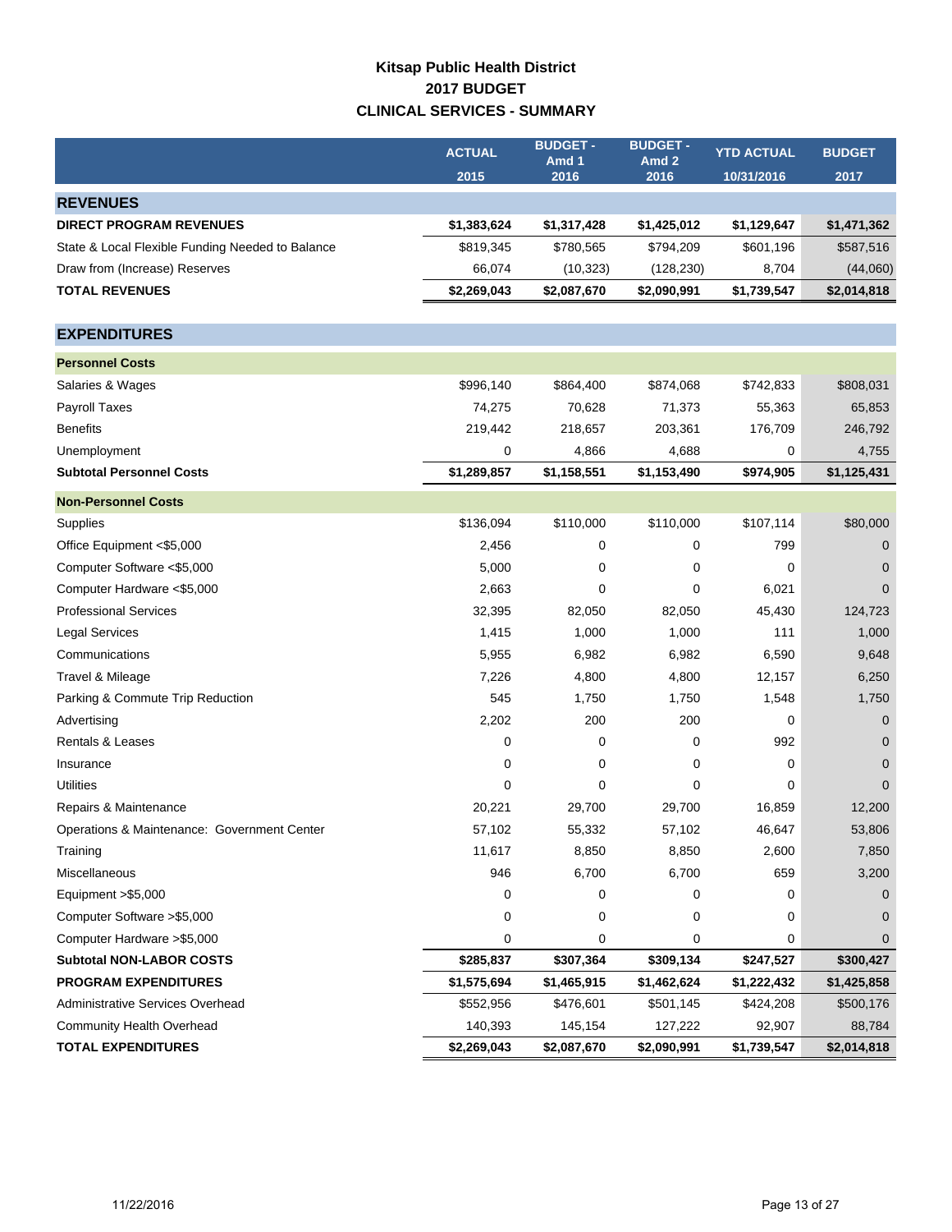# Kitsap Public Health District
## 2017 BUDGET
## CLINICAL SERVICES - SUMMARY

| | ACTUAL 2015 | BUDGET - Amd 1 2016 | BUDGET - Amd 2 2016 | YTD ACTUAL 10/31/2016 | BUDGET 2017 |
|---|---|---|---|---|---|
| **REVENUES** | | | | | |
| **DIRECT PROGRAM REVENUES** | **$1,383,624** | **$1,317,428** | **$1,425,012** | **$1,129,647** | **$1,471,362** |
| State & Local Flexible Funding Needed to Balance | $819,345 | $780,565 | $794,209 | $601,196 | $587,516 |
| Draw from (Increase) Reserves | 66,074 | (10,323) | (128,230) | 8,704 | (44,060) |
| **TOTAL REVENUES** | **$2,269,043** | **$2,087,670** | **$2,090,991** | **$1,739,547** | **$2,014,818** |
| **EXPENDITURES** | | | | | |
| **Personnel Costs** | | | | | |
| Salaries & Wages | $996,140 | $864,400 | $874,068 | $742,833 | $808,031 |
| Payroll Taxes | 74,275 | 70,628 | 71,373 | 55,363 | 65,853 |
| Benefits | 219,442 | 218,657 | 203,361 | 176,709 | 246,792 |
| Unemployment | 0 | 4,866 | 4,688 | 0 | 4,755 |
| **Subtotal Personnel Costs** | **$1,289,857** | **$1,158,551** | **$1,153,490** | **$974,905** | **$1,125,431** |
| **Non-Personnel Costs** | | | | | |
| Supplies | $136,094 | $110,000 | $110,000 | $107,114 | $80,000 |
| Office Equipment <$5,000 | 2,456 | 0 | 0 | 799 | 0 |
| Computer Software <$5,000 | 5,000 | 0 | 0 | 0 | 0 |
| Computer Hardware <$5,000 | 2,663 | 0 | 0 | 6,021 | 0 |
| Professional Services | 32,395 | 82,050 | 82,050 | 45,430 | 124,723 |
| Legal Services | 1,415 | 1,000 | 1,000 | 111 | 1,000 |
| Communications | 5,955 | 6,982 | 6,982 | 6,590 | 9,648 |
| Travel & Mileage | 7,226 | 4,800 | 4,800 | 12,157 | 6,250 |
| Parking & Commute Trip Reduction | 545 | 1,750 | 1,750 | 1,548 | 1,750 |
| Advertising | 2,202 | 200 | 200 | 0 | 0 |
| Rentals & Leases | 0 | 0 | 0 | 992 | 0 |
| Insurance | 0 | 0 | 0 | 0 | 0 |
| Utilities | 0 | 0 | 0 | 0 | 0 |
| Repairs & Maintenance | 20,221 | 29,700 | 29,700 | 16,859 | 12,200 |
| Operations & Maintenance: Government Center | 57,102 | 55,332 | 57,102 | 46,647 | 53,806 |
| Training | 11,617 | 8,850 | 8,850 | 2,600 | 7,850 |
| Miscellaneous | 946 | 6,700 | 6,700 | 659 | 3,200 |
| Equipment >$5,000 | 0 | 0 | 0 | 0 | 0 |
| Computer Software >$5,000 | 0 | 0 | 0 | 0 | 0 |
| Computer Hardware >$5,000 | 0 | 0 | 0 | 0 | 0 |
| **Subtotal NON-LABOR COSTS** | **$285,837** | **$307,364** | **$309,134** | **$247,527** | **$300,427** |
| **PROGRAM EXPENDITURES** | **$1,575,694** | **$1,465,915** | **$1,462,624** | **$1,222,432** | **$1,425,858** |
| Administrative Services Overhead | $552,956 | $476,601 | $501,145 | $424,208 | $500,176 |
| Community Health Overhead | 140,393 | 145,154 | 127,222 | 92,907 | 88,784 |
| **TOTAL EXPENDITURES** | **$2,269,043** | **$2,087,670** | **$2,090,991** | **$1,739,547** | **$2,014,818** |

11/22/2016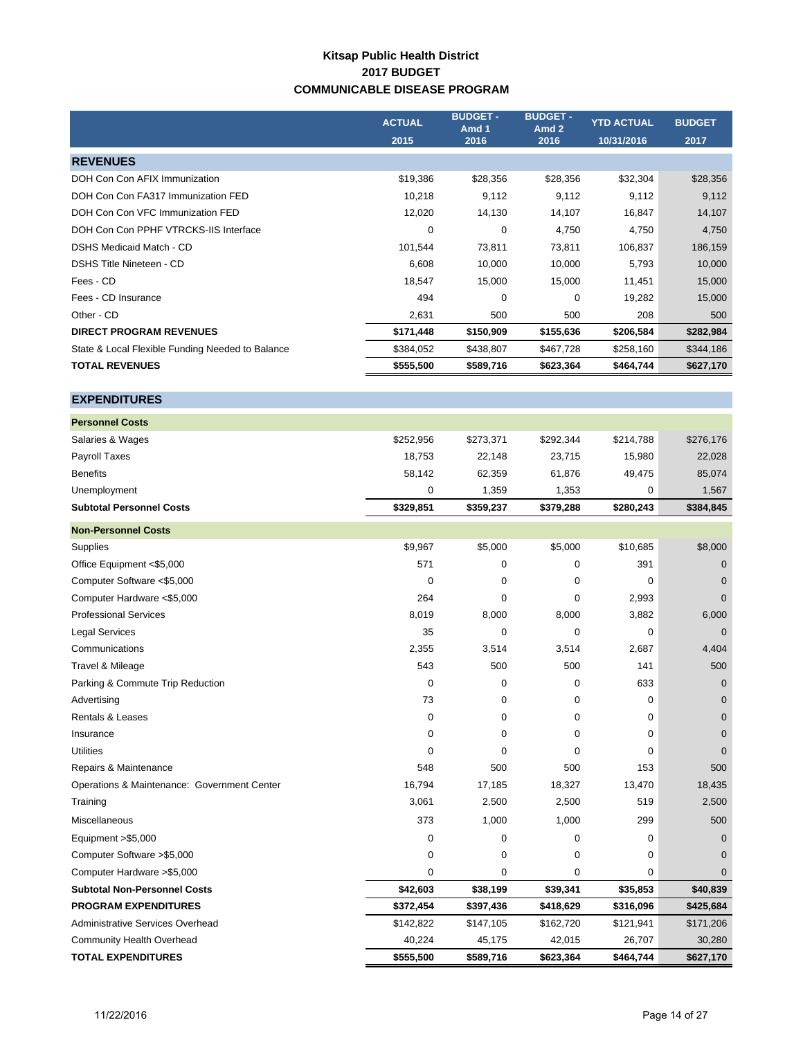# Kitsap Public Health District
## 2017 BUDGET
## COMMUNICABLE DISEASE PROGRAM

| | ACTUAL 2015 | BUDGET - Amd 1 2016 | BUDGET - Amd 2 2016 | YTD ACTUAL 10/31/2016 | BUDGET 2017 |
|---|---|---|---|---|---|
| **REVENUES** | | | | | |
| DOH Con Con AFIX Immunization | $19,386 | $28,356 | $28,356 | $32,304 | $28,356 |
| DOH Con Con FA317 Immunization FED | 10,218 | 9,112 | 9,112 | 9,112 | 9,112 |
| DOH Con Con VFC Immunization FED | 12,020 | 14,130 | 14,107 | 16,847 | 14,107 |
| DOH Con Con PPHF VTRCKS-IIS Interface | 0 | 0 | 4,750 | 4,750 | 4,750 |
| DSHS Medicaid Match - CD | 101,544 | 73,811 | 73,811 | 106,837 | 186,159 |
| DSHS Title Nineteen - CD | 6,608 | 10,000 | 10,000 | 5,793 | 10,000 |
| Fees - CD | 18,547 | 15,000 | 15,000 | 11,451 | 15,000 |
| Fees - CD Insurance | 494 | 0 | 0 | 19,282 | 15,000 |
| Other - CD | 2,631 | 500 | 500 | 208 | 500 |
| **DIRECT PROGRAM REVENUES** | **$171,448** | **$150,909** | **$155,636** | **$206,584** | **$282,984** |
| State & Local Flexible Funding Needed to Balance | $384,052 | $438,807 | $467,728 | $258,160 | $344,186 |
| **TOTAL REVENUES** | **$555,500** | **$589,716** | **$623,364** | **$464,744** | **$627,170** |
| **EXPENDITURES** | | | | | |
| **Personnel Costs** | | | | | |
| Salaries & Wages | $252,956 | $273,371 | $292,344 | $214,788 | $276,176 |
| Payroll Taxes | 18,753 | 22,148 | 23,715 | 15,980 | 22,028 |
| Benefits | 58,142 | 62,359 | 61,876 | 49,475 | 85,074 |
| Unemployment | 0 | 1,359 | 1,353 | 0 | 1,567 |
| **Subtotal Personnel Costs** | **$329,851** | **$359,237** | **$379,288** | **$280,243** | **$384,845** |
| **Non-Personnel Costs** | | | | | |
| Supplies | $9,967 | $5,000 | $5,000 | $10,685 | $8,000 |
| Office Equipment <$5,000 | 571 | 0 | 0 | 391 | 0 |
| Computer Software <$5,000 | 0 | 0 | 0 | 0 | 0 |
| Computer Hardware <$5,000 | 264 | 0 | 0 | 2,993 | 0 |
| Professional Services | 8,019 | 8,000 | 8,000 | 3,882 | 6,000 |
| Legal Services | 35 | 0 | 0 | 0 | 0 |
| Communications | 2,355 | 3,514 | 3,514 | 2,687 | 4,404 |
| Travel & Mileage | 543 | 500 | 500 | 141 | 500 |
| Parking & Commute Trip Reduction | 0 | 0 | 0 | 633 | 0 |
| Advertising | 73 | 0 | 0 | 0 | 0 |
| Rentals & Leases | 0 | 0 | 0 | 0 | 0 |
| Insurance | 0 | 0 | 0 | 0 | 0 |
| Utilities | 0 | 0 | 0 | 0 | 0 |
| Repairs & Maintenance | 548 | 500 | 500 | 153 | 500 |
| Operations & Maintenance: Government Center | 16,794 | 17,185 | 18,327 | 13,470 | 18,435 |
| Training | 3,061 | 2,500 | 2,500 | 519 | 2,500 |
| Miscellaneous | 373 | 1,000 | 1,000 | 299 | 500 |
| Equipment >$5,000 | 0 | 0 | 0 | 0 | 0 |
| Computer Software >$5,000 | 0 | 0 | 0 | 0 | 0 |
| Computer Hardware >$5,000 | 0 | 0 | 0 | 0 | 0 |
| **Subtotal Non-Personnel Costs** | **$42,603** | **$38,199** | **$39,341** | **$35,853** | **$40,839** |
| **PROGRAM EXPENDITURES** | **$372,454** | **$397,436** | **$418,629** | **$316,096** | **$425,684** |
| Administrative Services Overhead | $142,822 | $147,105 | $162,720 | $121,941 | $171,206 |
| Community Health Overhead | 40,224 | 45,175 | 42,015 | 26,707 | 30,280 |
| **TOTAL EXPENDITURES** | **$555,500** | **$589,716** | **$623,364** | **$464,744** | **$627,170** |

11/22/2016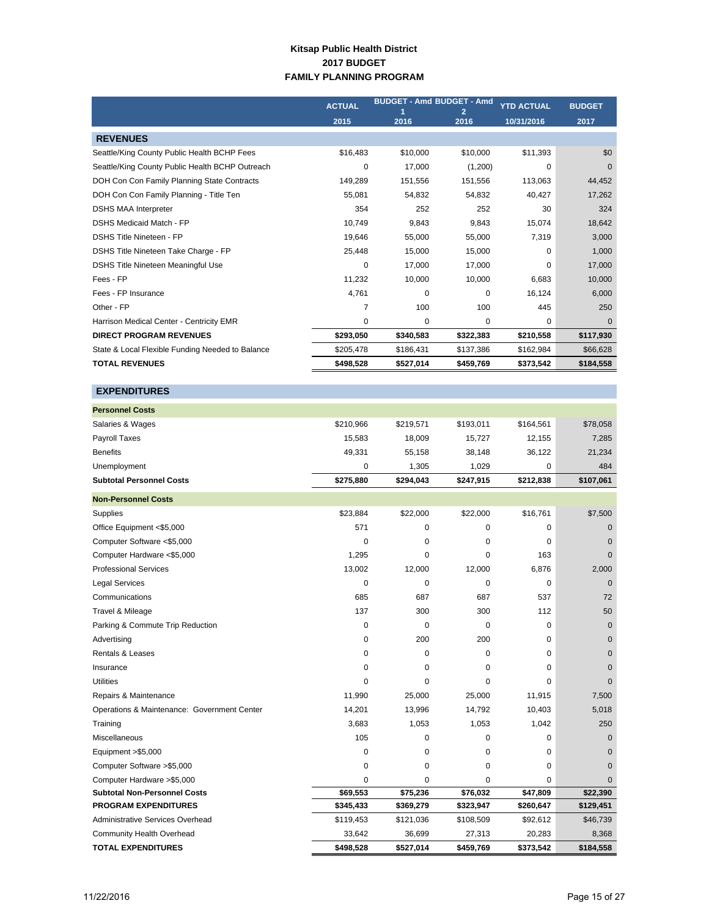**Kitsap Public Health District**
**2017 BUDGET**
**FAMILY PLANNING PROGRAM**

| | ACTUAL 2015 | BUDGET - Amd 1 2016 | BUDGET - Amd 2 2016 | YTD ACTUAL 10/31/2016 | BUDGET 2017 |
|---|---|---|---|---|---|
| **REVENUES** | | | | | |
| Seattle/King County Public Health BCHP Fees | $16,483 | $10,000 | $10,000 | $11,393 | $0 |
| Seattle/King County Public Health BCHP Outreach | 0 | 17,000 | (1,200) | 0 | 0 |
| DOH Con Con Family Planning State Contracts | 149,289 | 151,556 | 151,556 | 113,063 | 44,452 |
| DOH Con Con Family Planning - Title Ten | 55,081 | 54,832 | 54,832 | 40,427 | 17,262 |
| DSHS MAA Interpreter | 354 | 252 | 252 | 30 | 324 |
| DSHS Medicaid Match - FP | 10,749 | 9,843 | 9,843 | 15,074 | 18,642 |
| DSHS Title Nineteen - FP | 19,646 | 55,000 | 55,000 | 7,319 | 3,000 |
| DSHS Title Nineteen Take Charge - FP | 25,448 | 15,000 | 15,000 | 0 | 1,000 |
| DSHS Title Nineteen Meaningful Use | 0 | 17,000 | 17,000 | 0 | 17,000 |
| Fees - FP | 11,232 | 10,000 | 10,000 | 6,683 | 10,000 |
| Fees - FP Insurance | 4,761 | 0 | 0 | 16,124 | 6,000 |
| Other - FP | 7 | 100 | 100 | 445 | 250 |
| Harrison Medical Center - Centricity EMR | 0 | 0 | 0 | 0 | 0 |
| **DIRECT PROGRAM REVENUES** | **$293,050** | **$340,583** | **$322,383** | **$210,558** | **$117,930** |
| State & Local Flexible Funding Needed to Balance | $205,478 | $186,431 | $137,386 | $162,984 | $66,628 |
| **TOTAL REVENUES** | **$498,528** | **$527,014** | **$459,769** | **$373,542** | **$184,558** |
| **EXPENDITURES** | | | | | |
| **Personnel Costs** | | | | | |
| Salaries & Wages | $210,966 | $219,571 | $193,011 | $164,561 | $78,058 |
| Payroll Taxes | 15,583 | 18,009 | 15,727 | 12,155 | 7,285 |
| Benefits | 49,331 | 55,158 | 38,148 | 36,122 | 21,234 |
| Unemployment | 0 | 1,305 | 1,029 | 0 | 484 |
| **Subtotal Personnel Costs** | **$275,880** | **$294,043** | **$247,915** | **$212,838** | **$107,061** |
| **Non-Personnel Costs** | | | | | |
| Supplies | $23,884 | $22,000 | $22,000 | $16,761 | $7,500 |
| Office Equipment <$5,000 | 571 | 0 | 0 | 0 | 0 |
| Computer Software <$5,000 | 0 | 0 | 0 | 0 | 0 |
| Computer Hardware <$5,000 | 1,295 | 0 | 0 | 163 | 0 |
| Professional Services | 13,002 | 12,000 | 12,000 | 6,876 | 2,000 |
| Legal Services | 0 | 0 | 0 | 0 | 0 |
| Communications | 685 | 687 | 687 | 537 | 72 |
| Travel & Mileage | 137 | 300 | 300 | 112 | 50 |
| Parking & Commute Trip Reduction | 0 | 0 | 0 | 0 | 0 |
| Advertising | 0 | 200 | 200 | 0 | 0 |
| Rentals & Leases | 0 | 0 | 0 | 0 | 0 |
| Insurance | 0 | 0 | 0 | 0 | 0 |
| Utilities | 0 | 0 | 0 | 0 | 0 |
| Repairs & Maintenance | 11,990 | 25,000 | 25,000 | 11,915 | 7,500 |
| Operations & Maintenance: Government Center | 14,201 | 13,996 | 14,792 | 10,403 | 5,018 |
| Training | 3,683 | 1,053 | 1,053 | 1,042 | 250 |
| Miscellaneous | 105 | 0 | 0 | 0 | 0 |
| Equipment >$5,000 | 0 | 0 | 0 | 0 | 0 |
| Computer Software >$5,000 | 0 | 0 | 0 | 0 | 0 |
| Computer Hardware >$5,000 | 0 | 0 | 0 | 0 | 0 |
| **Subtotal Non-Personnel Costs** | **$69,553** | **$75,236** | **$76,032** | **$47,809** | **$22,390** |
| **PROGRAM EXPENDITURES** | **$345,433** | **$369,279** | **$323,947** | **$260,647** | **$129,451** |
| Administrative Services Overhead | $119,453 | $121,036 | $108,509 | $92,612 | $46,739 |
| Community Health Overhead | 33,642 | 36,699 | 27,313 | 20,283 | 8,368 |
| **TOTAL EXPENDITURES** | **$498,528** | **$527,014** | **$459,769** | **$373,542** | **$184,558** |

11/22/2016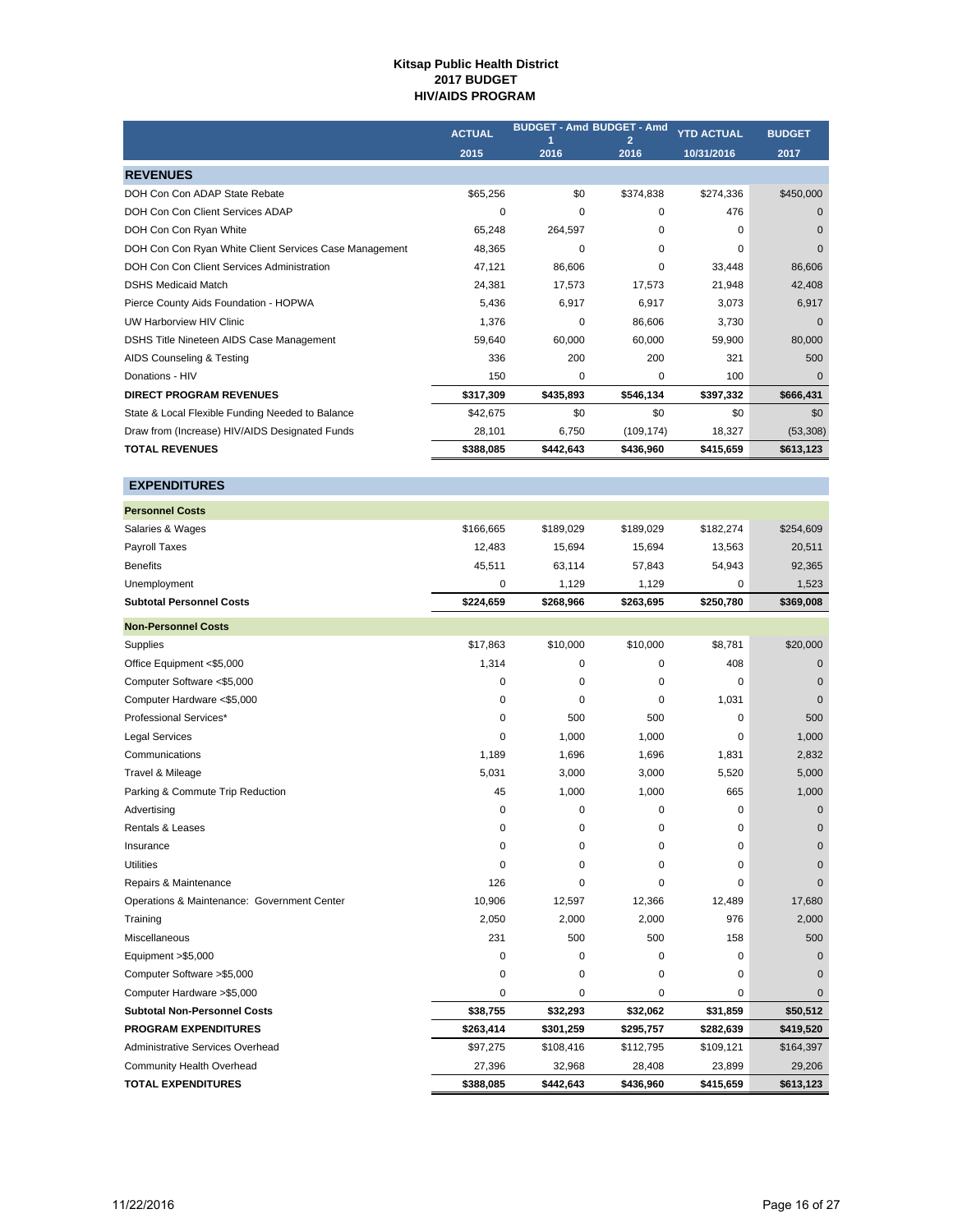# Kitsap Public Health District
## 2017 BUDGET
## HIV/AIDS PROGRAM

| | ACTUAL 2015 | BUDGET - Amd 1 2016 | BUDGET - Amd 2 2016 | YTD ACTUAL 10/31/2016 | BUDGET 2017 |
|---|---|---|---|---|---|
| **REVENUES** | | | | | |
| DOH Con Con ADAP State Rebate | $65,256 | $0 | $374,838 | $274,336 | $450,000 |
| DOH Con Con Client Services ADAP | 0 | 0 | 0 | 476 | 0 |
| DOH Con Con Ryan White | 65,248 | 264,597 | 0 | 0 | 0 |
| DOH Con Con Ryan White Client Services Case Management | 48,365 | 0 | 0 | 0 | 0 |
| DOH Con Con Client Services Administration | 47,121 | 86,606 | 0 | 33,448 | 86,606 |
| DSHS Medicaid Match | 24,381 | 17,573 | 17,573 | 21,948 | 42,408 |
| Pierce County Aids Foundation - HOPWA | 5,436 | 6,917 | 6,917 | 3,073 | 6,917 |
| UW Harborview HIV Clinic | 1,376 | 0 | 86,606 | 3,730 | 0 |
| DSHS Title Nineteen AIDS Case Management | 59,640 | 60,000 | 60,000 | 59,900 | 80,000 |
| AIDS Counseling & Testing | 336 | 200 | 200 | 321 | 500 |
| Donations - HIV | 150 | 0 | 0 | 100 | 0 |
| **DIRECT PROGRAM REVENUES** | **$317,309** | **$435,893** | **$546,134** | **$397,332** | **$666,431** |
| State & Local Flexible Funding Needed to Balance | $42,675 | $0 | $0 | $0 | $0 |
| Draw from (Increase) HIV/AIDS Designated Funds | 28,101 | 6,750 | (109,174) | 18,327 | (53,308) |
| **TOTAL REVENUES** | **$388,085** | **$442,643** | **$436,960** | **$415,659** | **$613,123** |
| **EXPENDITURES** | | | | | |
| **Personnel Costs** | | | | | |
| Salaries & Wages | $166,665 | $189,029 | $189,029 | $182,274 | $254,609 |
| Payroll Taxes | 12,483 | 15,694 | 15,694 | 13,563 | 20,511 |
| Benefits | 45,511 | 63,114 | 57,843 | 54,943 | 92,365 |
| Unemployment | 0 | 1,129 | 1,129 | 0 | 1,523 |
| **Subtotal Personnel Costs** | **$224,659** | **$268,966** | **$263,695** | **$250,780** | **$369,008** |
| **Non-Personnel Costs** | | | | | |
| Supplies | $17,863 | $10,000 | $10,000 | $8,781 | $20,000 |
| Office Equipment <$5,000 | 1,314 | 0 | 0 | 408 | 0 |
| Computer Software <$5,000 | 0 | 0 | 0 | 0 | 0 |
| Computer Hardware <$5,000 | 0 | 0 | 0 | 1,031 | 0 |
| Professional Services* | 0 | 500 | 500 | 0 | 500 |
| Legal Services | 0 | 1,000 | 1,000 | 0 | 1,000 |
| Communications | 1,189 | 1,696 | 1,696 | 1,831 | 2,832 |
| Travel & Mileage | 5,031 | 3,000 | 3,000 | 5,520 | 5,000 |
| Parking & Commute Trip Reduction | 45 | 1,000 | 1,000 | 665 | 1,000 |
| Advertising | 0 | 0 | 0 | 0 | 0 |
| Rentals & Leases | 0 | 0 | 0 | 0 | 0 |
| Insurance | 0 | 0 | 0 | 0 | 0 |
| Utilities | 0 | 0 | 0 | 0 | 0 |
| Repairs & Maintenance | 126 | 0 | 0 | 0 | 0 |
| Operations & Maintenance: Government Center | 10,906 | 12,597 | 12,366 | 12,489 | 17,680 |
| Training | 2,050 | 2,000 | 2,000 | 976 | 2,000 |
| Miscellaneous | 231 | 500 | 500 | 158 | 500 |
| Equipment >$5,000 | 0 | 0 | 0 | 0 | 0 |
| Computer Software >$5,000 | 0 | 0 | 0 | 0 | 0 |
| Computer Hardware >$5,000 | 0 | 0 | 0 | 0 | 0 |
| **Subtotal Non-Personnel Costs** | **$38,755** | **$32,293** | **$32,062** | **$31,859** | **$50,512** |
| **PROGRAM EXPENDITURES** | **$263,414** | **$301,259** | **$295,757** | **$282,639** | **$419,520** |
| Administrative Services Overhead | $97,275 | $108,416 | $112,795 | $109,121 | $164,397 |
| Community Health Overhead | 27,396 | 32,968 | 28,408 | 23,899 | 29,206 |
| **TOTAL EXPENDITURES** | **$388,085** | **$442,643** | **$436,960** | **$415,659** | **$613,123** |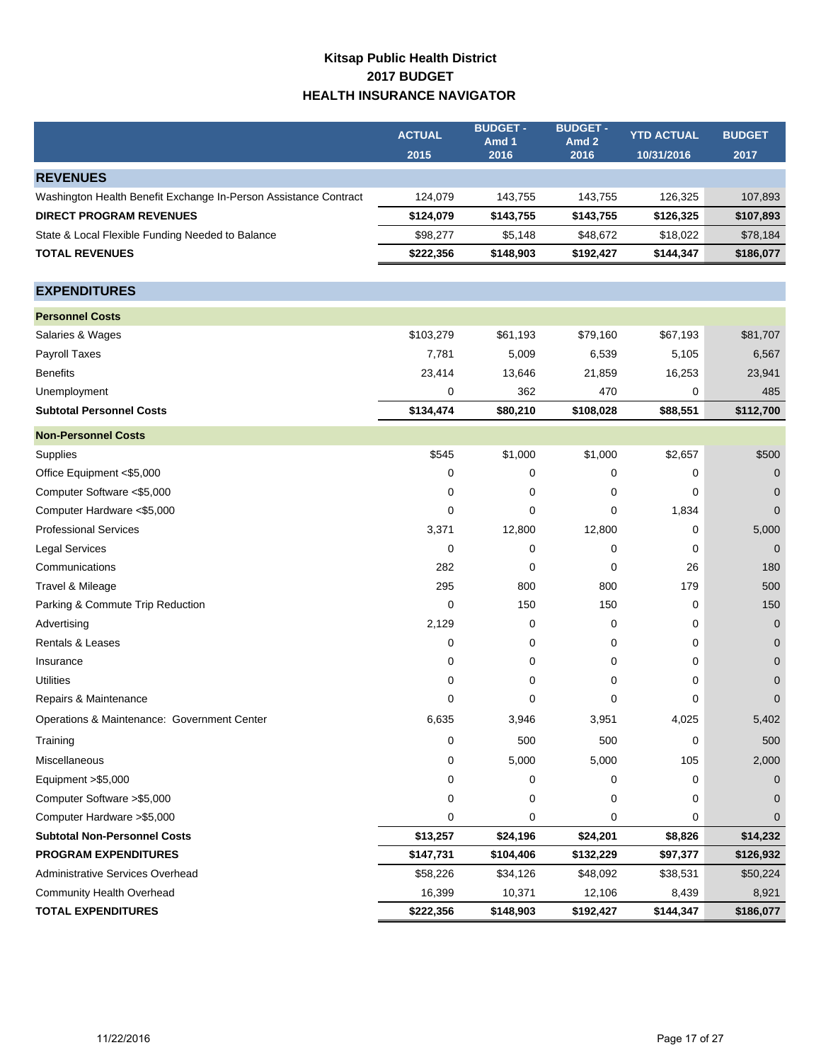# Kitsap Public Health District
## 2017 BUDGET
## HEALTH INSURANCE NAVIGATOR

| | ACTUAL 2015 | BUDGET - Amd 1 2016 | BUDGET - Amd 2 2016 | YTD ACTUAL 10/31/2016 | BUDGET 2017 |
|---|---|---|---|---|---|
| **REVENUES** | | | | | |
| Washington Health Benefit Exchange In-Person Assistance Contract | 124,079 | 143,755 | 143,755 | 126,325 | 107,893 |
| **DIRECT PROGRAM REVENUES** | **$124,079** | **$143,755** | **$143,755** | **$126,325** | **$107,893** |
| State & Local Flexible Funding Needed to Balance | $98,277 | $5,148 | $48,672 | $18,022 | $78,184 |
| **TOTAL REVENUES** | **$222,356** | **$148,903** | **$192,427** | **$144,347** | **$186,077** |
| **EXPENDITURES** | | | | | |
| **Personnel Costs** | | | | | |
| Salaries & Wages | $103,279 | $61,193 | $79,160 | $67,193 | $81,707 |
| Payroll Taxes | 7,781 | 5,009 | 6,539 | 5,105 | 6,567 |
| Benefits | 23,414 | 13,646 | 21,859 | 16,253 | 23,941 |
| Unemployment | 0 | 362 | 470 | 0 | 485 |
| **Subtotal Personnel Costs** | **$134,474** | **$80,210** | **$108,028** | **$88,551** | **$112,700** |
| **Non-Personnel Costs** | | | | | |
| Supplies | $545 | $1,000 | $1,000 | $2,657 | $500 |
| Office Equipment <$5,000 | 0 | 0 | 0 | 0 | 0 |
| Computer Software <$5,000 | 0 | 0 | 0 | 0 | 0 |
| Computer Hardware <$5,000 | 0 | 0 | 0 | 1,834 | 0 |
| Professional Services | 3,371 | 12,800 | 12,800 | 0 | 5,000 |
| Legal Services | 0 | 0 | 0 | 0 | 0 |
| Communications | 282 | 0 | 0 | 26 | 180 |
| Travel & Mileage | 295 | 800 | 800 | 179 | 500 |
| Parking & Commute Trip Reduction | 0 | 150 | 150 | 0 | 150 |
| Advertising | 2,129 | 0 | 0 | 0 | 0 |
| Rentals & Leases | 0 | 0 | 0 | 0 | 0 |
| Insurance | 0 | 0 | 0 | 0 | 0 |
| Utilities | 0 | 0 | 0 | 0 | 0 |
| Repairs & Maintenance | 0 | 0 | 0 | 0 | 0 |
| Operations & Maintenance: Government Center | 6,635 | 3,946 | 3,951 | 4,025 | 5,402 |
| Training | 0 | 500 | 500 | 0 | 500 |
| Miscellaneous | 0 | 5,000 | 5,000 | 105 | 2,000 |
| Equipment >$5,000 | 0 | 0 | 0 | 0 | 0 |
| Computer Software >$5,000 | 0 | 0 | 0 | 0 | 0 |
| Computer Hardware >$5,000 | 0 | 0 | 0 | 0 | 0 |
| **Subtotal Non-Personnel Costs** | **$13,257** | **$24,196** | **$24,201** | **$8,826** | **$14,232** |
| **PROGRAM EXPENDITURES** | **$147,731** | **$104,406** | **$132,229** | **$97,377** | **$126,932** |
| Administrative Services Overhead | $58,226 | $34,126 | $48,092 | $38,531 | $50,224 |
| Community Health Overhead | 16,399 | 10,371 | 12,106 | 8,439 | 8,921 |
| **TOTAL EXPENDITURES** | **$222,356** | **$148,903** | **$192,427** | **$144,347** | **$186,077** |

11/22/2016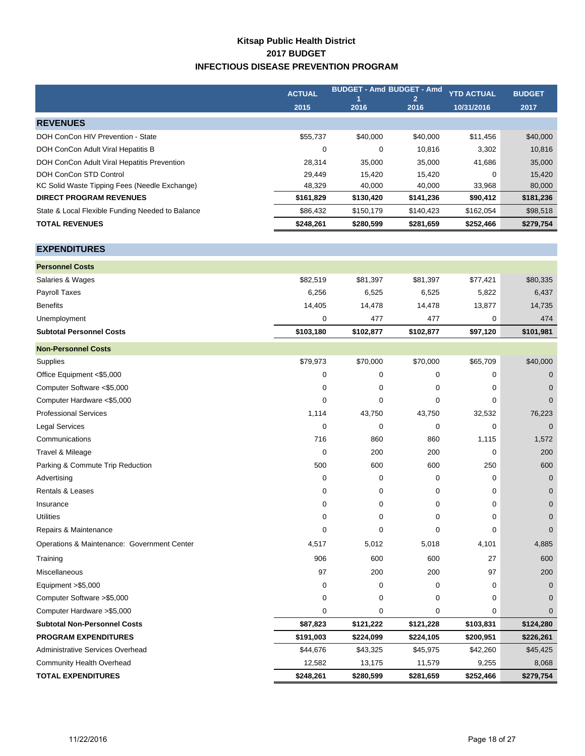# Kitsap Public Health District
## 2017 BUDGET
## INFECTIOUS DISEASE PREVENTION PROGRAM

| | ACTUAL 2015 | BUDGET - Amd 1 2016 | BUDGET - Amd 2 2016 | YTD ACTUAL 10/31/2016 | BUDGET 2017 |
|---|---|---|---|---|---|
| **REVENUES** | | | | | |
| DOH ConCon HIV Prevention - State | $55,737 | $40,000 | $40,000 | $11,456 | $40,000 |
| DOH ConCon Adult Viral Hepatitis B | 0 | 0 | 10,816 | 3,302 | 10,816 |
| DOH ConCon Adult Viral Hepatitis Prevention | 28,314 | 35,000 | 35,000 | 41,686 | 35,000 |
| DOH ConCon STD Control | 29,449 | 15,420 | 15,420 | 0 | 15,420 |
| KC Solid Waste Tipping Fees (Needle Exchange) | 48,329 | 40,000 | 40,000 | 33,968 | 80,000 |
| **DIRECT PROGRAM REVENUES** | **$161,829** | **$130,420** | **$141,236** | **$90,412** | **$181,236** |
| State & Local Flexible Funding Needed to Balance | $86,432 | $150,179 | $140,423 | $162,054 | $98,518 |
| **TOTAL REVENUES** | **$248,261** | **$280,599** | **$281,659** | **$252,466** | **$279,754** |
| **EXPENDITURES** | | | | | |
| **Personnel Costs** | | | | | |
| Salaries & Wages | $82,519 | $81,397 | $81,397 | $77,421 | $80,335 |
| Payroll Taxes | 6,256 | 6,525 | 6,525 | 5,822 | 6,437 |
| Benefits | 14,405 | 14,478 | 14,478 | 13,877 | 14,735 |
| Unemployment | 0 | 477 | 477 | 0 | 474 |
| **Subtotal Personnel Costs** | **$103,180** | **$102,877** | **$102,877** | **$97,120** | **$101,981** |
| **Non-Personnel Costs** | | | | | |
| Supplies | $79,973 | $70,000 | $70,000 | $65,709 | $40,000 |
| Office Equipment <$5,000 | 0 | 0 | 0 | 0 | 0 |
| Computer Software <$5,000 | 0 | 0 | 0 | 0 | 0 |
| Computer Hardware <$5,000 | 0 | 0 | 0 | 0 | 0 |
| Professional Services | 1,114 | 43,750 | 43,750 | 32,532 | 76,223 |
| Legal Services | 0 | 0 | 0 | 0 | 0 |
| Communications | 716 | 860 | 860 | 1,115 | 1,572 |
| Travel & Mileage | 0 | 200 | 200 | 0 | 200 |
| Parking & Commute Trip Reduction | 500 | 600 | 600 | 250 | 600 |
| Advertising | 0 | 0 | 0 | 0 | 0 |
| Rentals & Leases | 0 | 0 | 0 | 0 | 0 |
| Insurance | 0 | 0 | 0 | 0 | 0 |
| Utilities | 0 | 0 | 0 | 0 | 0 |
| Repairs & Maintenance | 0 | 0 | 0 | 0 | 0 |
| Operations & Maintenance: Government Center | 4,517 | 5,012 | 5,018 | 4,101 | 4,885 |
| Training | 906 | 600 | 600 | 27 | 600 |
| Miscellaneous | 97 | 200 | 200 | 97 | 200 |
| Equipment >$5,000 | 0 | 0 | 0 | 0 | 0 |
| Computer Software >$5,000 | 0 | 0 | 0 | 0 | 0 |
| Computer Hardware >$5,000 | 0 | 0 | 0 | 0 | 0 |
| **Subtotal Non-Personnel Costs** | **$87,823** | **$121,222** | **$121,228** | **$103,831** | **$124,280** |
| **PROGRAM EXPENDITURES** | **$191,003** | **$224,099** | **$224,105** | **$200,951** | **$226,261** |
| Administrative Services Overhead | $44,676 | $43,325 | $45,975 | $42,260 | $45,425 |
| Community Health Overhead | 12,582 | 13,175 | 11,579 | 9,255 | 8,068 |
| **TOTAL EXPENDITURES** | **$248,261** | **$280,599** | **$281,659** | **$252,466** | **$279,754** |

11/22/2016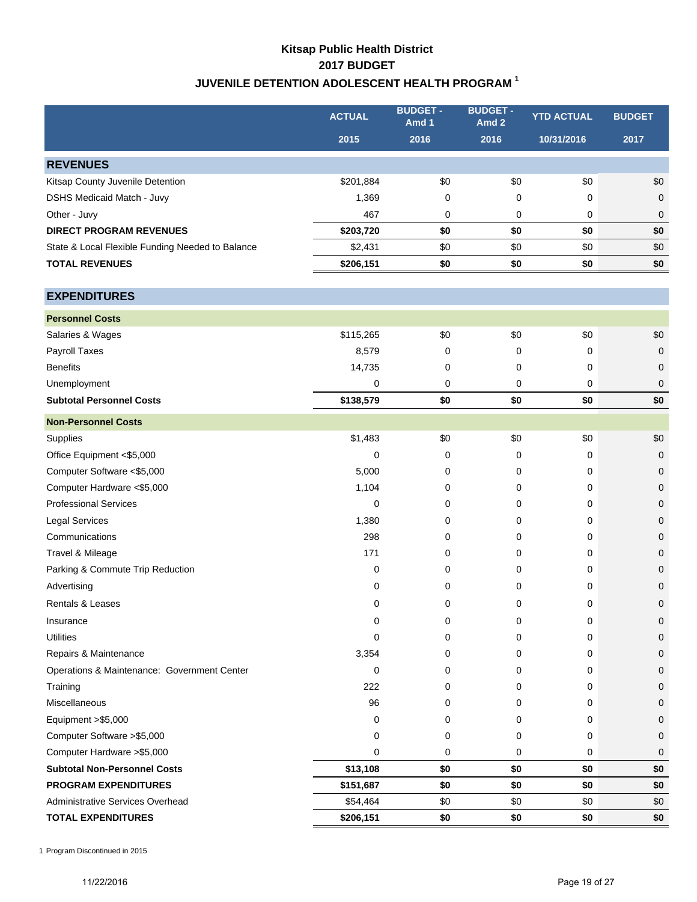# Kitsap Public Health District
## 2017 BUDGET
## JUVENILE DETENTION ADOLESCENT HEALTH PROGRAM [1]

| | ACTUAL 2015 | BUDGET - Amd 1 2016 | BUDGET - Amd 2 2016 | YTD ACTUAL 10/31/2016 | BUDGET 2017 |
|---|---|---|---|---|---|
| **REVENUES** | | | | | |
| Kitsap County Juvenile Detention | $201,884 | $0 | $0 | $0 | $0 |
| DSHS Medicaid Match - Juvy | 1,369 | 0 | 0 | 0 | 0 |
| Other - Juvy | 467 | 0 | 0 | 0 | 0 |
| **DIRECT PROGRAM REVENUES** | **$203,720** | **$0** | **$0** | **$0** | **$0** |
| State & Local Flexible Funding Needed to Balance | $2,431 | $0 | $0 | $0 | $0 |
| **TOTAL REVENUES** | **$206,151** | **$0** | **$0** | **$0** | **$0** |
| **EXPENDITURES** | | | | | |
| **Personnel Costs** | | | | | |
| Salaries & Wages | $115,265 | $0 | $0 | $0 | $0 |
| Payroll Taxes | 8,579 | 0 | 0 | 0 | 0 |
| Benefits | 14,735 | 0 | 0 | 0 | 0 |
| Unemployment | 0 | 0 | 0 | 0 | 0 |
| **Subtotal Personnel Costs** | **$138,579** | **$0** | **$0** | **$0** | **$0** |
| **Non-Personnel Costs** | | | | | |
| Supplies | $1,483 | $0 | $0 | $0 | $0 |
| Office Equipment <$5,000 | 0 | 0 | 0 | 0 | 0 |
| Computer Software <$5,000 | 5,000 | 0 | 0 | 0 | 0 |
| Computer Hardware <$5,000 | 1,104 | 0 | 0 | 0 | 0 |
| Professional Services | 0 | 0 | 0 | 0 | 0 |
| Legal Services | 1,380 | 0 | 0 | 0 | 0 |
| Communications | 298 | 0 | 0 | 0 | 0 |
| Travel & Mileage | 171 | 0 | 0 | 0 | 0 |
| Parking & Commute Trip Reduction | 0 | 0 | 0 | 0 | 0 |
| Advertising | 0 | 0 | 0 | 0 | 0 |
| Rentals & Leases | 0 | 0 | 0 | 0 | 0 |
| Insurance | 0 | 0 | 0 | 0 | 0 |
| Utilities | 0 | 0 | 0 | 0 | 0 |
| Repairs & Maintenance | 3,354 | 0 | 0 | 0 | 0 |
| Operations & Maintenance: Government Center | 0 | 0 | 0 | 0 | 0 |
| Training | 222 | 0 | 0 | 0 | 0 |
| Miscellaneous | 96 | 0 | 0 | 0 | 0 |
| Equipment >$5,000 | 0 | 0 | 0 | 0 | 0 |
| Computer Software >$5,000 | 0 | 0 | 0 | 0 | 0 |
| Computer Hardware >$5,000 | 0 | 0 | 0 | 0 | 0 |
| **Subtotal Non-Personnel Costs** | **$13,108** | **$0** | **$0** | **$0** | **$0** |
| **PROGRAM EXPENDITURES** | **$151,687** | **$0** | **$0** | **$0** | **$0** |
| Administrative Services Overhead | $54,464 | $0 | $0 | $0 | $0 |
| **TOTAL EXPENDITURES** | **$206,151** | **$0** | **$0** | **$0** | **$0** |

1 Program Discontinued in 2015

11/22/2016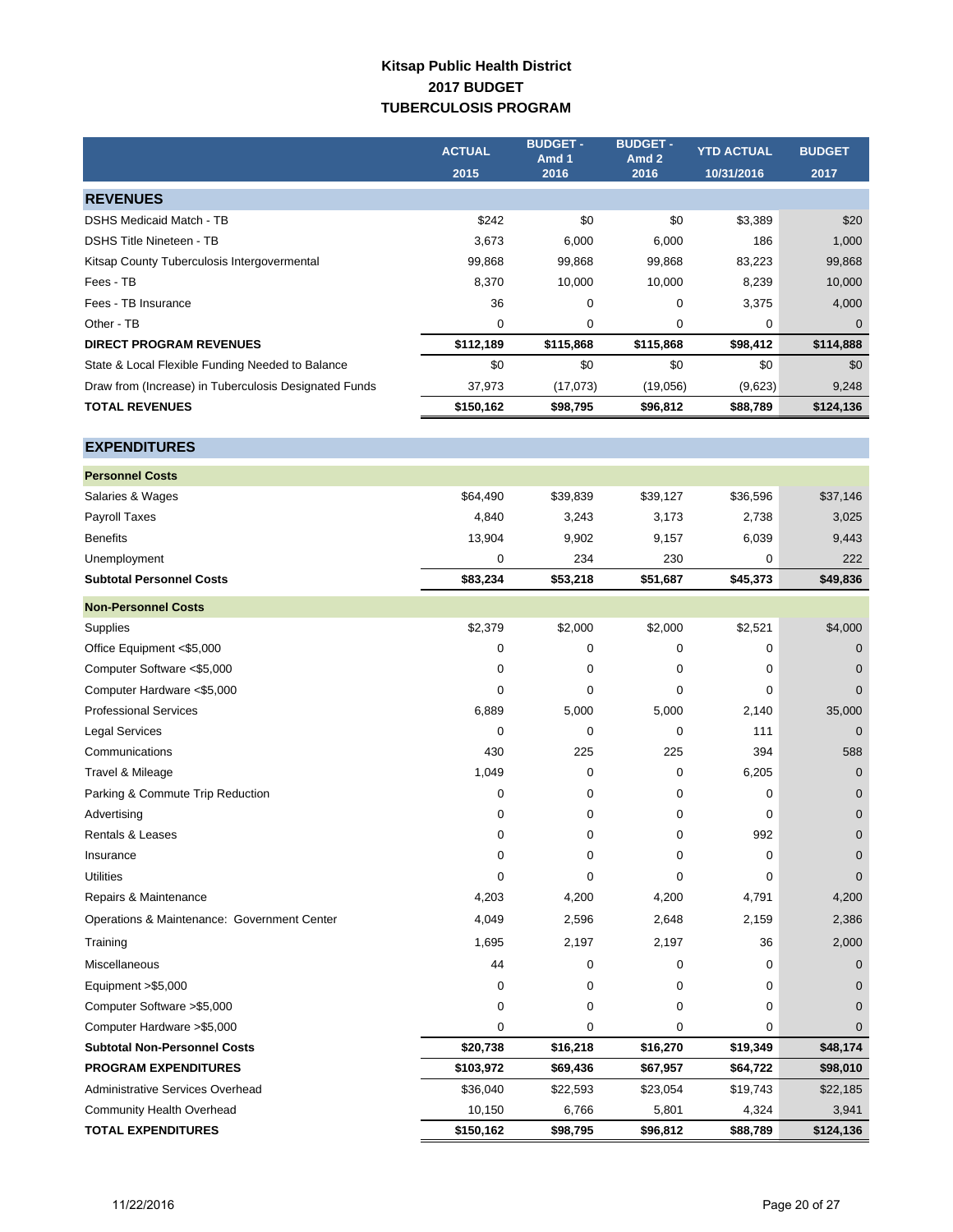# Kitsap Public Health District
## 2017 BUDGET
## TUBERCULOSIS PROGRAM

| | ACTUAL 2015 | BUDGET - Amd 1 2016 | BUDGET - Amd 2 2016 | YTD ACTUAL 10/31/2016 | BUDGET 2017 |
|---|---|---|---|---|---|
| **REVENUES** | | | | | |
| DSHS Medicaid Match - TB | $242 | $0 | $0 | $3,389 | $20 |
| DSHS Title Nineteen - TB | 3,673 | 6,000 | 6,000 | 186 | 1,000 |
| Kitsap County Tuberculosis Intergovermental | 99,868 | 99,868 | 99,868 | 83,223 | 99,868 |
| Fees - TB | 8,370 | 10,000 | 10,000 | 8,239 | 10,000 |
| Fees - TB Insurance | 36 | 0 | 0 | 3,375 | 4,000 |
| Other - TB | 0 | 0 | 0 | 0 | 0 |
| **DIRECT PROGRAM REVENUES** | **$112,189** | **$115,868** | **$115,868** | **$98,412** | **$114,888** |
| State & Local Flexible Funding Needed to Balance | $0 | $0 | $0 | $0 | $0 |
| Draw from (Increase) in Tuberculosis Designated Funds | 37,973 | (17,073) | (19,056) | (9,623) | 9,248 |
| **TOTAL REVENUES** | **$150,162** | **$98,795** | **$96,812** | **$88,789** | **$124,136** |
| **EXPENDITURES** | | | | | |
| **Personnel Costs** | | | | | |
| Salaries & Wages | $64,490 | $39,839 | $39,127 | $36,596 | $37,146 |
| Payroll Taxes | 4,840 | 3,243 | 3,173 | 2,738 | 3,025 |
| Benefits | 13,904 | 9,902 | 9,157 | 6,039 | 9,443 |
| Unemployment | 0 | 234 | 230 | 0 | 222 |
| **Subtotal Personnel Costs** | **$83,234** | **$53,218** | **$51,687** | **$45,373** | **$49,836** |
| **Non-Personnel Costs** | | | | | |
| Supplies | $2,379 | $2,000 | $2,000 | $2,521 | $4,000 |
| Office Equipment <$5,000 | 0 | 0 | 0 | 0 | 0 |
| Computer Software <$5,000 | 0 | 0 | 0 | 0 | 0 |
| Computer Hardware <$5,000 | 0 | 0 | 0 | 0 | 0 |
| Professional Services | 6,889 | 5,000 | 5,000 | 2,140 | 35,000 |
| Legal Services | 0 | 0 | 0 | 111 | 0 |
| Communications | 430 | 225 | 225 | 394 | 588 |
| Travel & Mileage | 1,049 | 0 | 0 | 6,205 | 0 |
| Parking & Commute Trip Reduction | 0 | 0 | 0 | 0 | 0 |
| Advertising | 0 | 0 | 0 | 0 | 0 |
| Rentals & Leases | 0 | 0 | 0 | 992 | 0 |
| Insurance | 0 | 0 | 0 | 0 | 0 |
| Utilities | 0 | 0 | 0 | 0 | 0 |
| Repairs & Maintenance | 4,203 | 4,200 | 4,200 | 4,791 | 4,200 |
| Operations & Maintenance: Government Center | 4,049 | 2,596 | 2,648 | 2,159 | 2,386 |
| Training | 1,695 | 2,197 | 2,197 | 36 | 2,000 |
| Miscellaneous | 44 | 0 | 0 | 0 | 0 |
| Equipment >$5,000 | 0 | 0 | 0 | 0 | 0 |
| Computer Software >$5,000 | 0 | 0 | 0 | 0 | 0 |
| Computer Hardware >$5,000 | 0 | 0 | 0 | 0 | 0 |
| **Subtotal Non-Personnel Costs** | **$20,738** | **$16,218** | **$16,270** | **$19,349** | **$48,174** |
| **PROGRAM EXPENDITURES** | **$103,972** | **$69,436** | **$67,957** | **$64,722** | **$98,010** |
| Administrative Services Overhead | $36,040 | $22,593 | $23,054 | $19,743 | $22,185 |
| Community Health Overhead | 10,150 | 6,766 | 5,801 | 4,324 | 3,941 |
| **TOTAL EXPENDITURES** | **$150,162** | **$98,795** | **$96,812** | **$88,789** | **$124,136** |

11/22/2016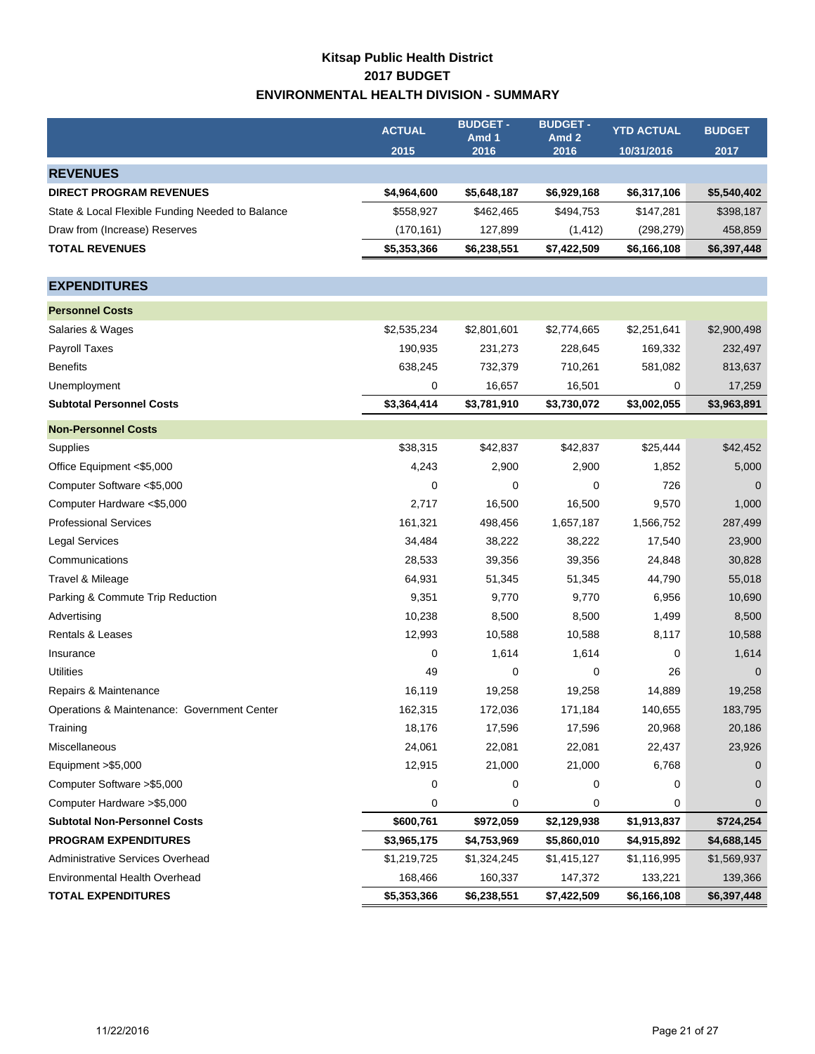# Kitsap Public Health District
## 2017 BUDGET
## ENVIRONMENTAL HEALTH DIVISION - SUMMARY

| | ACTUAL 2015 | BUDGET - Amd 1 2016 | BUDGET - Amd 2 2016 | YTD ACTUAL 10/31/2016 | BUDGET 2017 |
|---|---|---|---|---|---|
| **REVENUES** | | | | | |
| **DIRECT PROGRAM REVENUES** | **$4,964,600** | **$5,648,187** | **$6,929,168** | **$6,317,106** | **$5,540,402** |
| State & Local Flexible Funding Needed to Balance | $558,927 | $462,465 | $494,753 | $147,281 | $398,187 |
| Draw from (Increase) Reserves | (170,161) | 127,899 | (1,412) | (298,279) | 458,859 |
| **TOTAL REVENUES** | **$5,353,366** | **$6,238,551** | **$7,422,509** | **$6,166,108** | **$6,397,448** |
| **EXPENDITURES** | | | | | |
| **Personnel Costs** | | | | | |
| Salaries & Wages | $2,535,234 | $2,801,601 | $2,774,665 | $2,251,641 | $2,900,498 |
| Payroll Taxes | 190,935 | 231,273 | 228,645 | 169,332 | 232,497 |
| Benefits | 638,245 | 732,379 | 710,261 | 581,082 | 813,637 |
| Unemployment | 0 | 16,657 | 16,501 | 0 | 17,259 |
| **Subtotal Personnel Costs** | **$3,364,414** | **$3,781,910** | **$3,730,072** | **$3,002,055** | **$3,963,891** |
| **Non-Personnel Costs** | | | | | |
| Supplies | $38,315 | $42,837 | $42,837 | $25,444 | $42,452 |
| Office Equipment <$5,000 | 4,243 | 2,900 | 2,900 | 1,852 | 5,000 |
| Computer Software <$5,000 | 0 | 0 | 0 | 726 | 0 |
| Computer Hardware <$5,000 | 2,717 | 16,500 | 16,500 | 9,570 | 1,000 |
| Professional Services | 161,321 | 498,456 | 1,657,187 | 1,566,752 | 287,499 |
| Legal Services | 34,484 | 38,222 | 38,222 | 17,540 | 23,900 |
| Communications | 28,533 | 39,356 | 39,356 | 24,848 | 30,828 |
| Travel & Mileage | 64,931 | 51,345 | 51,345 | 44,790 | 55,018 |
| Parking & Commute Trip Reduction | 9,351 | 9,770 | 9,770 | 6,956 | 10,690 |
| Advertising | 10,238 | 8,500 | 8,500 | 1,499 | 8,500 |
| Rentals & Leases | 12,993 | 10,588 | 10,588 | 8,117 | 10,588 |
| Insurance | 0 | 1,614 | 1,614 | 0 | 1,614 |
| Utilities | 49 | 0 | 0 | 26 | 0 |
| Repairs & Maintenance | 16,119 | 19,258 | 19,258 | 14,889 | 19,258 |
| Operations & Maintenance: Government Center | 162,315 | 172,036 | 171,184 | 140,655 | 183,795 |
| Training | 18,176 | 17,596 | 17,596 | 20,968 | 20,186 |
| Miscellaneous | 24,061 | 22,081 | 22,081 | 22,437 | 23,926 |
| Equipment >$5,000 | 12,915 | 21,000 | 21,000 | 6,768 | 0 |
| Computer Software >$5,000 | 0 | 0 | 0 | 0 | 0 |
| Computer Hardware >$5,000 | 0 | 0 | 0 | 0 | 0 |
| **Subtotal Non-Personnel Costs** | **$600,761** | **$972,059** | **$2,129,938** | **$1,913,837** | **$724,254** |
| **PROGRAM EXPENDITURES** | **$3,965,175** | **$4,753,969** | **$5,860,010** | **$4,915,892** | **$4,688,145** |
| Administrative Services Overhead | $1,219,725 | $1,324,245 | $1,415,127 | $1,116,995 | $1,569,937 |
| Environmental Health Overhead | 168,466 | 160,337 | 147,372 | 133,221 | 139,366 |
| **TOTAL EXPENDITURES** | **$5,353,366** | **$6,238,551** | **$7,422,509** | **$6,166,108** | **$6,397,448** |

11/22/2016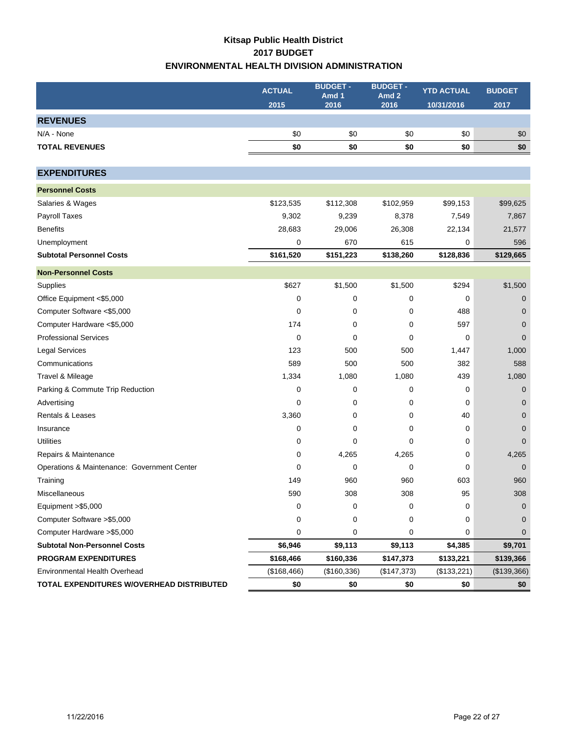# Kitsap Public Health District
## 2017 BUDGET
## ENVIRONMENTAL HEALTH DIVISION ADMINISTRATION

| | ACTUAL 2015 | BUDGET - Amd 1 2016 | BUDGET - Amd 2 2016 | YTD ACTUAL 10/31/2016 | BUDGET 2017 |
|---|---|---|---|---|---|
| **REVENUES** | | | | | |
| N/A - None | $0 | $0 | $0 | $0 | $0 |
| **TOTAL REVENUES** | **$0** | **$0** | **$0** | **$0** | **$0** |
| **EXPENDITURES** | | | | | |
| **Personnel Costs** | | | | | |
| Salaries & Wages | $123,535 | $112,308 | $102,959 | $99,153 | $99,625 |
| Payroll Taxes | 9,302 | 9,239 | 8,378 | 7,549 | 7,867 |
| Benefits | 28,683 | 29,006 | 26,308 | 22,134 | 21,577 |
| Unemployment | 0 | 670 | 615 | 0 | 596 |
| **Subtotal Personnel Costs** | **$161,520** | **$151,223** | **$138,260** | **$128,836** | **$129,665** |
| **Non-Personnel Costs** | | | | | |
| Supplies | $627 | $1,500 | $1,500 | $294 | $1,500 |
| Office Equipment <$5,000 | 0 | 0 | 0 | 0 | 0 |
| Computer Software <$5,000 | 0 | 0 | 0 | 488 | 0 |
| Computer Hardware <$5,000 | 174 | 0 | 0 | 597 | 0 |
| Professional Services | 0 | 0 | 0 | 0 | 0 |
| Legal Services | 123 | 500 | 500 | 1,447 | 1,000 |
| Communications | 589 | 500 | 500 | 382 | 588 |
| Travel & Mileage | 1,334 | 1,080 | 1,080 | 439 | 1,080 |
| Parking & Commute Trip Reduction | 0 | 0 | 0 | 0 | 0 |
| Advertising | 0 | 0 | 0 | 0 | 0 |
| Rentals & Leases | 3,360 | 0 | 0 | 40 | 0 |
| Insurance | 0 | 0 | 0 | 0 | 0 |
| Utilities | 0 | 0 | 0 | 0 | 0 |
| Repairs & Maintenance | 0 | 4,265 | 4,265 | 0 | 4,265 |
| Operations & Maintenance: Government Center | 0 | 0 | 0 | 0 | 0 |
| Training | 149 | 960 | 960 | 603 | 960 |
| Miscellaneous | 590 | 308 | 308 | 95 | 308 |
| Equipment >$5,000 | 0 | 0 | 0 | 0 | 0 |
| Computer Software >$5,000 | 0 | 0 | 0 | 0 | 0 |
| Computer Hardware >$5,000 | 0 | 0 | 0 | 0 | 0 |
| **Subtotal Non-Personnel Costs** | **$6,946** | **$9,113** | **$9,113** | **$4,385** | **$9,701** |
| **PROGRAM EXPENDITURES** | **$168,466** | **$160,336** | **$147,373** | **$133,221** | **$139,366** |
| Environmental Health Overhead | ($168,466) | ($160,336) | ($147,373) | ($133,221) | ($139,366) |
| **TOTAL EXPENDITURES W/OVERHEAD DISTRIBUTED** | **$0** | **$0** | **$0** | **$0** | **$0** |

11/22/2016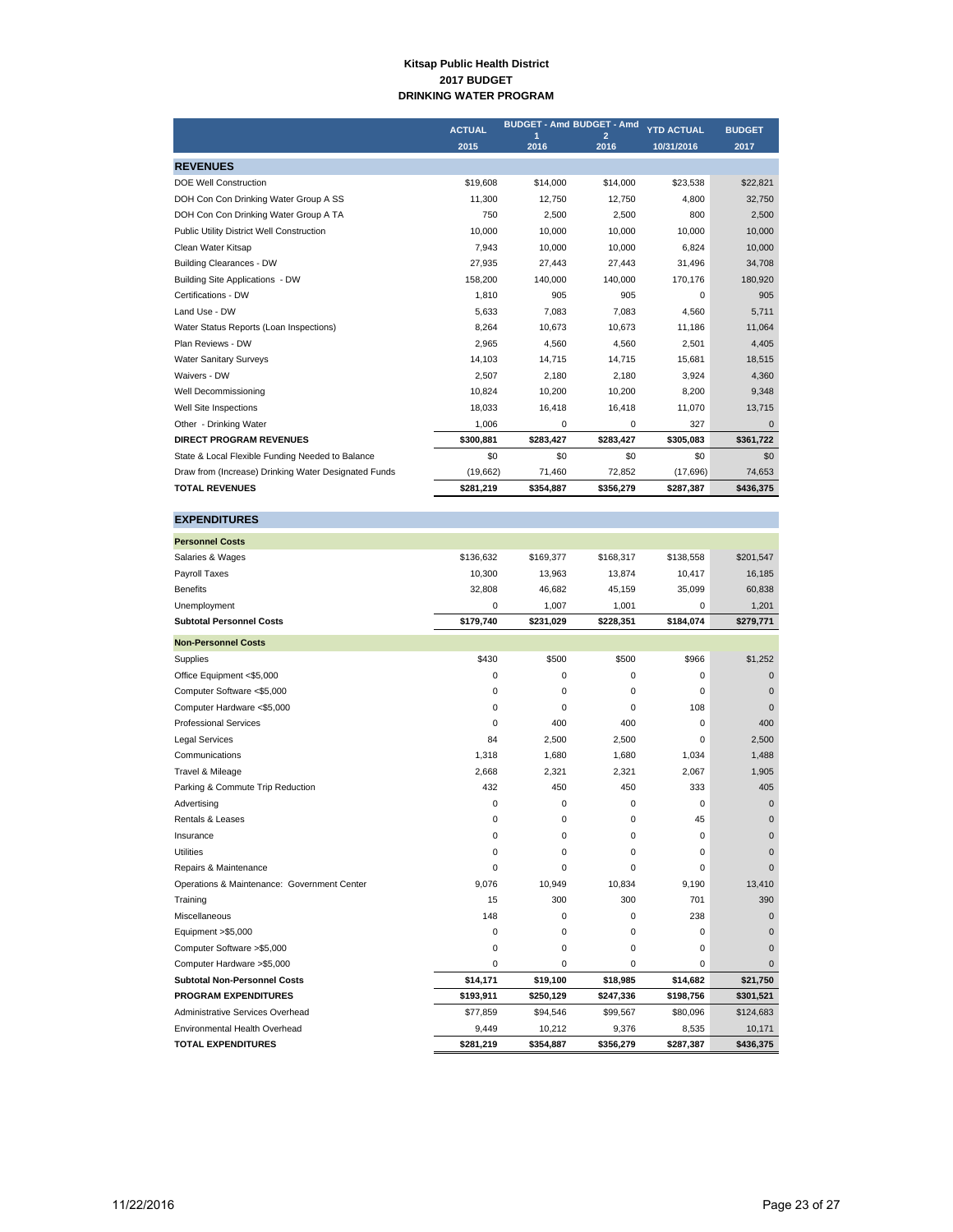# Kitsap Public Health District
## 2017 BUDGET
## DRINKING WATER PROGRAM

| | ACTUAL 2015 | BUDGET - Amd 1 2016 | BUDGET - Amd 2 2016 | YTD ACTUAL 10/31/2016 | BUDGET 2017 |
|---|---|---|---|---|---|
| **REVENUES** | | | | | |
| DOE Well Construction | $19,608 | $14,000 | $14,000 | $23,538 | $22,821 |
| DOH Con Con Drinking Water Group A SS | 11,300 | 12,750 | 12,750 | 4,800 | 32,750 |
| DOH Con Con Drinking Water Group A TA | 750 | 2,500 | 2,500 | 800 | 2,500 |
| Public Utility District Well Construction | 10,000 | 10,000 | 10,000 | 10,000 | 10,000 |
| Clean Water Kitsap | 7,943 | 10,000 | 10,000 | 6,824 | 10,000 |
| Building Clearances - DW | 27,935 | 27,443 | 27,443 | 31,496 | 34,708 |
| Building Site Applications - DW | 158,200 | 140,000 | 140,000 | 170,176 | 180,920 |
| Certifications - DW | 1,810 | 905 | 905 | 0 | 905 |
| Land Use - DW | 5,633 | 7,083 | 7,083 | 4,560 | 5,711 |
| Water Status Reports (Loan Inspections) | 8,264 | 10,673 | 10,673 | 11,186 | 11,064 |
| Plan Reviews - DW | 2,965 | 4,560 | 4,560 | 2,501 | 4,405 |
| Water Sanitary Surveys | 14,103 | 14,715 | 14,715 | 15,681 | 18,515 |
| Waivers - DW | 2,507 | 2,180 | 2,180 | 3,924 | 4,360 |
| Well Decommissioning | 10,824 | 10,200 | 10,200 | 8,200 | 9,348 |
| Well Site Inspections | 18,033 | 16,418 | 16,418 | 11,070 | 13,715 |
| Other - Drinking Water | 1,006 | 0 | 0 | 327 | 0 |
| **DIRECT PROGRAM REVENUES** | **$300,881** | **$283,427** | **$283,427** | **$305,083** | **$361,722** |
| State & Local Flexible Funding Needed to Balance | $0 | $0 | $0 | $0 | $0 |
| Draw from (Increase) Drinking Water Designated Funds | (19,662) | 71,460 | 72,852 | (17,696) | 74,653 |
| **TOTAL REVENUES** | **$281,219** | **$354,887** | **$356,279** | **$287,387** | **$436,375** |
| **EXPENDITURES** | | | | | |
| **Personnel Costs** | | | | | |
| Salaries & Wages | $136,632 | $169,377 | $168,317 | $138,558 | $201,547 |
| Payroll Taxes | 10,300 | 13,963 | 13,874 | 10,417 | 16,185 |
| Benefits | 32,808 | 46,682 | 45,159 | 35,099 | 60,838 |
| Unemployment | 0 | 1,007 | 1,001 | 0 | 1,201 |
| **Subtotal Personnel Costs** | **$179,740** | **$231,029** | **$228,351** | **$184,074** | **$279,771** |
| **Non-Personnel Costs** | | | | | |
| Supplies | $430 | $500 | $500 | $966 | $1,252 |
| Office Equipment <$5,000 | 0 | 0 | 0 | 0 | 0 |
| Computer Software <$5,000 | 0 | 0 | 0 | 0 | 0 |
| Computer Hardware <$5,000 | 0 | 0 | 0 | 108 | 0 |
| Professional Services | 0 | 400 | 400 | 0 | 400 |
| Legal Services | 84 | 2,500 | 2,500 | 0 | 2,500 |
| Communications | 1,318 | 1,680 | 1,680 | 1,034 | 1,488 |
| Travel & Mileage | 2,668 | 2,321 | 2,321 | 2,067 | 1,905 |
| Parking & Commute Trip Reduction | 432 | 450 | 450 | 333 | 405 |
| Advertising | 0 | 0 | 0 | 0 | 0 |
| Rentals & Leases | 0 | 0 | 0 | 45 | 0 |
| Insurance | 0 | 0 | 0 | 0 | 0 |
| Utilities | 0 | 0 | 0 | 0 | 0 |
| Repairs & Maintenance | 0 | 0 | 0 | 0 | 0 |
| Operations & Maintenance: Government Center | 9,076 | 10,949 | 10,834 | 9,190 | 13,410 |
| Training | 15 | 300 | 300 | 701 | 390 |
| Miscellaneous | 148 | 0 | 0 | 238 | 0 |
| Equipment >$5,000 | 0 | 0 | 0 | 0 | 0 |
| Computer Software >$5,000 | 0 | 0 | 0 | 0 | 0 |
| Computer Hardware >$5,000 | 0 | 0 | 0 | 0 | 0 |
| **Subtotal Non-Personnel Costs** | **$14,171** | **$19,100** | **$18,985** | **$14,682** | **$21,750** |
| **PROGRAM EXPENDITURES** | **$193,911** | **$250,129** | **$247,336** | **$198,756** | **$301,521** |
| Administrative Services Overhead | $77,859 | $94,546 | $99,567 | $80,096 | $124,683 |
| Environmental Health Overhead | 9,449 | 10,212 | 9,376 | 8,535 | 10,171 |
| **TOTAL EXPENDITURES** | **$281,219** | **$354,887** | **$356,279** | **$287,387** | **$436,375** |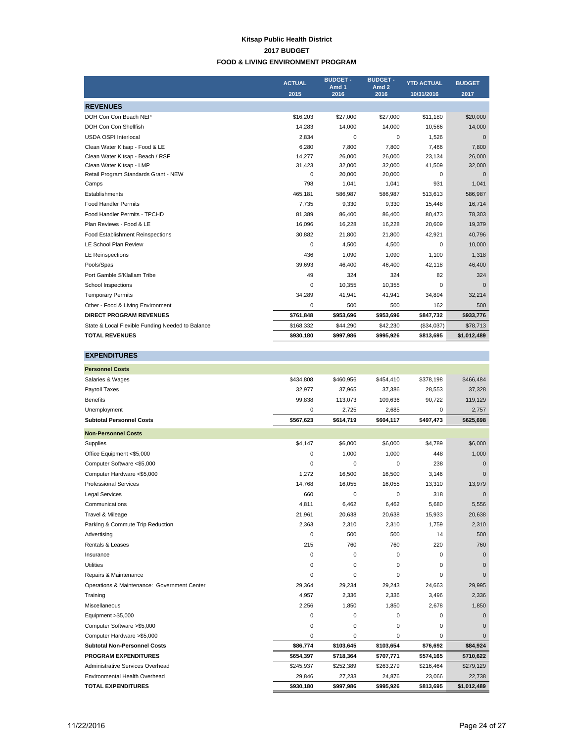**Kitsap Public Health District**

**2017 BUDGET**

**FOOD & LIVING ENVIRONMENT PROGRAM**

| | ACTUAL 2015 | BUDGET - Amd 1 2016 | BUDGET - Amd 2 2016 | YTD ACTUAL 10/31/2016 | BUDGET 2017 |
|---|---|---|---|---|---|
| **REVENUES** | | | | | |
| DOH Con Con Beach NEP | $16,203 | $27,000 | $27,000 | $11,180 | $20,000 |
| DOH Con Con Shellfish | 14,283 | 14,000 | 14,000 | 10,566 | 14,000 |
| USDA OSPI Interlocal | 2,834 | 0 | 0 | 1,526 | 0 |
| Clean Water Kitsap - Food & LE | 6,280 | 7,800 | 7,800 | 7,466 | 7,800 |
| Clean Water Kitsap - Beach / RSF | 14,277 | 26,000 | 26,000 | 23,134 | 26,000 |
| Clean Water Kitsap - LMP | 31,423 | 32,000 | 32,000 | 41,509 | 32,000 |
| Retail Program Standards Grant - NEW | 0 | 20,000 | 20,000 | 0 | 0 |
| Camps | 798 | 1,041 | 1,041 | 931 | 1,041 |
| Establishments | 465,181 | 586,987 | 586,987 | 513,613 | 586,987 |
| Food Handler Permits | 7,735 | 9,330 | 9,330 | 15,448 | 16,714 |
| Food Handler Permits - TPCHD | 81,389 | 86,400 | 86,400 | 80,473 | 78,303 |
| Plan Reviews - Food & LE | 16,096 | 16,228 | 16,228 | 20,609 | 19,379 |
| Food Establishment Reinspections | 30,882 | 21,800 | 21,800 | 42,921 | 40,796 |
| LE School Plan Review | 0 | 4,500 | 4,500 | 0 | 10,000 |
| LE Reinspections | 436 | 1,090 | 1,090 | 1,100 | 1,318 |
| Pools/Spas | 39,693 | 46,400 | 46,400 | 42,118 | 46,400 |
| Port Gamble S'Klallam Tribe | 49 | 324 | 324 | 82 | 324 |
| School Inspections | 0 | 10,355 | 10,355 | 0 | 0 |
| Temporary Permits | 34,289 | 41,941 | 41,941 | 34,894 | 32,214 |
| Other - Food & Living Environment | 0 | 500 | 500 | 162 | 500 |
| **DIRECT PROGRAM REVENUES** | **$761,848** | **$953,696** | **$953,696** | **$847,732** | **$933,776** |
| State & Local Flexible Funding Needed to Balance | $168,332 | $44,290 | $42,230 | ($34,037) | $78,713 |
| **TOTAL REVENUES** | **$930,180** | **$997,986** | **$995,926** | **$813,695** | **$1,012,489** |
| **EXPENDITURES** | | | | | |
| **Personnel Costs** | | | | | |
| Salaries & Wages | $434,808 | $460,956 | $454,410 | $378,198 | $466,484 |
| Payroll Taxes | 32,977 | 37,965 | 37,386 | 28,553 | 37,328 |
| Benefits | 99,838 | 113,073 | 109,636 | 90,722 | 119,129 |
| Unemployment | 0 | 2,725 | 2,685 | 0 | 2,757 |
| **Subtotal Personnel Costs** | **$567,623** | **$614,719** | **$604,117** | **$497,473** | **$625,698** |
| **Non-Personnel Costs** | | | | | |
| Supplies | $4,147 | $6,000 | $6,000 | $4,789 | $6,000 |
| Office Equipment <$5,000 | 0 | 1,000 | 1,000 | 448 | 1,000 |
| Computer Software <$5,000 | 0 | 0 | 0 | 238 | 0 |
| Computer Hardware <$5,000 | 1,272 | 16,500 | 16,500 | 3,146 | 0 |
| Professional Services | 14,768 | 16,055 | 16,055 | 13,310 | 13,979 |
| Legal Services | 660 | 0 | 0 | 318 | 0 |
| Communications | 4,811 | 6,462 | 6,462 | 5,680 | 5,556 |
| Travel & Mileage | 21,961 | 20,638 | 20,638 | 15,933 | 20,638 |
| Parking & Commute Trip Reduction | 2,363 | 2,310 | 2,310 | 1,759 | 2,310 |
| Advertising | 0 | 500 | 500 | 14 | 500 |
| Rentals & Leases | 215 | 760 | 760 | 220 | 760 |
| Insurance | 0 | 0 | 0 | 0 | 0 |
| Utilities | 0 | 0 | 0 | 0 | 0 |
| Repairs & Maintenance | 0 | 0 | 0 | 0 | 0 |
| Operations & Maintenance: Government Center | 29,364 | 29,234 | 29,243 | 24,663 | 29,995 |
| Training | 4,957 | 2,336 | 2,336 | 3,496 | 2,336 |
| Miscellaneous | 2,256 | 1,850 | 1,850 | 2,678 | 1,850 |
| Equipment >$5,000 | 0 | 0 | 0 | 0 | 0 |
| Computer Software >$5,000 | 0 | 0 | 0 | 0 | 0 |
| Computer Hardware >$5,000 | 0 | 0 | 0 | 0 | 0 |
| **Subtotal Non-Personnel Costs** | **$86,774** | **$103,645** | **$103,654** | **$76,692** | **$84,924** |
| **PROGRAM EXPENDITURES** | **$654,397** | **$718,364** | **$707,771** | **$574,165** | **$710,622** |
| Administrative Services Overhead | $245,937 | $252,389 | $263,279 | $216,464 | $279,129 |
| Environmental Health Overhead | 29,846 | 27,233 | 24,876 | 23,066 | 22,738 |
| **TOTAL EXPENDITURES** | **$930,180** | **$997,986** | **$995,926** | **$813,695** | **$1,012,489** |

11/22/2016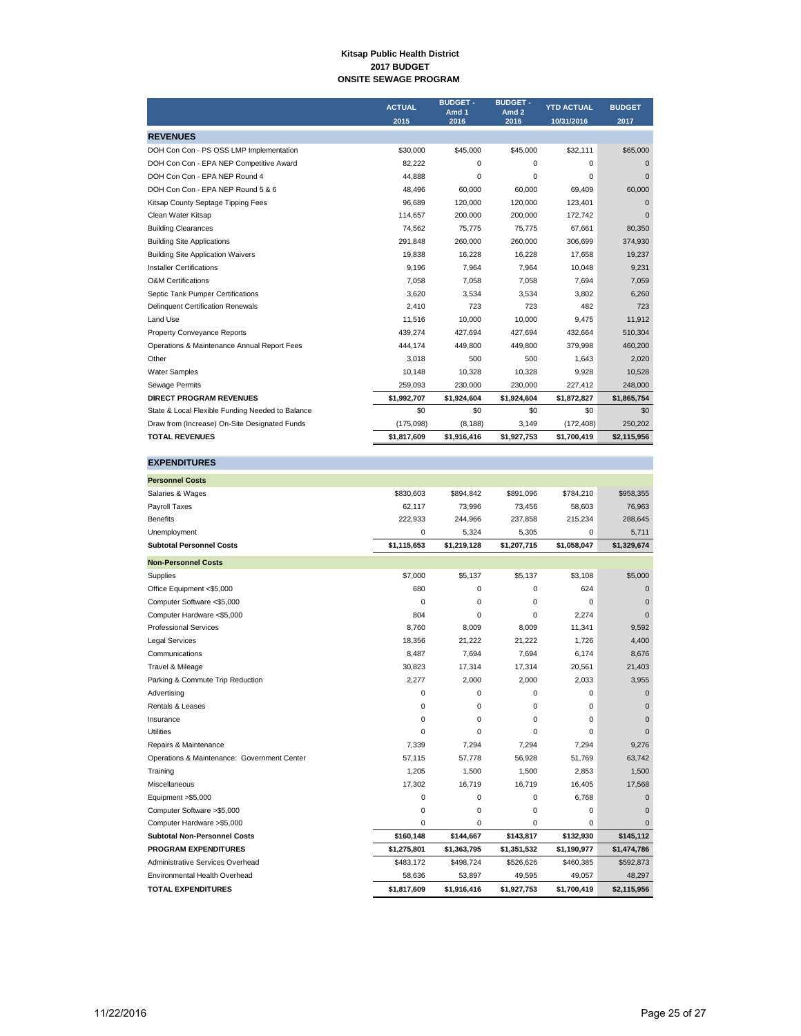**Kitsap Public Health District**
**2017 BUDGET**
**ONSITE SEWAGE PROGRAM**

| | ACTUAL 2015 | BUDGET - Amd 1 2016 | BUDGET - Amd 2 2016 | YTD ACTUAL 10/31/2016 | BUDGET 2017 |
|---|---|---|---|---|---|
| **REVENUES** | | | | | |
| DOH Con Con - PS OSS LMP Implementation | $30,000 | $45,000 | $45,000 | $32,111 | $65,000 |
| DOH Con Con - EPA NEP Competitive Award | 82,222 | 0 | 0 | 0 | 0 |
| DOH Con Con - EPA NEP Round 4 | 44,888 | 0 | 0 | 0 | 0 |
| DOH Con Con - EPA NEP Round 5 & 6 | 48,496 | 60,000 | 60,000 | 69,409 | 60,000 |
| Kitsap County Septage Tipping Fees | 96,689 | 120,000 | 120,000 | 123,401 | 0 |
| Clean Water Kitsap | 114,657 | 200,000 | 200,000 | 172,742 | 0 |
| Building Clearances | 74,562 | 75,775 | 75,775 | 67,661 | 80,350 |
| Building Site Applications | 291,848 | 260,000 | 260,000 | 306,699 | 374,930 |
| Building Site Application Waivers | 19,838 | 16,228 | 16,228 | 17,658 | 19,237 |
| Installer Certifications | 9,196 | 7,964 | 7,964 | 10,048 | 9,231 |
| O&M Certifications | 7,058 | 7,058 | 7,058 | 7,694 | 7,059 |
| Septic Tank Pumper Certifications | 3,620 | 3,534 | 3,534 | 3,802 | 6,260 |
| Delinquent Certification Renewals | 2,410 | 723 | 723 | 482 | 723 |
| Land Use | 11,516 | 10,000 | 10,000 | 9,475 | 11,912 |
| Property Conveyance Reports | 439,274 | 427,694 | 427,694 | 432,664 | 510,304 |
| Operations & Maintenance Annual Report Fees | 444,174 | 449,800 | 449,800 | 379,998 | 460,200 |
| Other | 3,018 | 500 | 500 | 1,643 | 2,020 |
| Water Samples | 10,148 | 10,328 | 10,328 | 9,928 | 10,528 |
| Sewage Permits | 259,093 | 230,000 | 230,000 | 227,412 | 248,000 |
| **DIRECT PROGRAM REVENUES** | **$1,992,707** | **$1,924,604** | **$1,924,604** | **$1,872,827** | **$1,865,754** |
| State & Local Flexible Funding Needed to Balance | $0 | $0 | $0 | $0 | $0 |
| Draw from (Increase) On-Site Designated Funds | (175,098) | (8,188) | 3,149 | (172,408) | 250,202 |
| **TOTAL REVENUES** | **$1,817,609** | **$1,916,416** | **$1,927,753** | **$1,700,419** | **$2,115,956** |
| **EXPENDITURES** | | | | | |
| **Personnel Costs** | | | | | |
| Salaries & Wages | $830,603 | $894,842 | $891,096 | $784,210 | $958,355 |
| Payroll Taxes | 62,117 | 73,996 | 73,456 | 58,603 | 76,963 |
| Benefits | 222,933 | 244,966 | 237,858 | 215,234 | 288,645 |
| Unemployment | 0 | 5,324 | 5,305 | 0 | 5,711 |
| **Subtotal Personnel Costs** | **$1,115,653** | **$1,219,128** | **$1,207,715** | **$1,058,047** | **$1,329,674** |
| **Non-Personnel Costs** | | | | | |
| Supplies | $7,000 | $5,137 | $5,137 | $3,108 | $5,000 |
| Office Equipment <$5,000 | 680 | 0 | 0 | 624 | 0 |
| Computer Software <$5,000 | 0 | 0 | 0 | 0 | 0 |
| Computer Hardware <$5,000 | 804 | 0 | 0 | 2,274 | 0 |
| Professional Services | 8,760 | 8,009 | 8,009 | 11,341 | 9,592 |
| Legal Services | 18,356 | 21,222 | 21,222 | 1,726 | 4,400 |
| Communications | 8,487 | 7,694 | 7,694 | 6,174 | 8,676 |
| Travel & Mileage | 30,823 | 17,314 | 17,314 | 20,561 | 21,403 |
| Parking & Commute Trip Reduction | 2,277 | 2,000 | 2,000 | 2,033 | 3,955 |
| Advertising | 0 | 0 | 0 | 0 | 0 |
| Rentals & Leases | 0 | 0 | 0 | 0 | 0 |
| Insurance | 0 | 0 | 0 | 0 | 0 |
| Utilities | 0 | 0 | 0 | 0 | 0 |
| Repairs & Maintenance | 7,339 | 7,294 | 7,294 | 7,294 | 9,276 |
| Operations & Maintenance: Government Center | 57,115 | 57,778 | 56,928 | 51,769 | 63,742 |
| Training | 1,205 | 1,500 | 1,500 | 2,853 | 1,500 |
| Miscellaneous | 17,302 | 16,719 | 16,719 | 16,405 | 17,568 |
| Equipment >$5,000 | 0 | 0 | 0 | 6,768 | 0 |
| Computer Software >$5,000 | 0 | 0 | 0 | 0 | 0 |
| Computer Hardware >$5,000 | 0 | 0 | 0 | 0 | 0 |
| **Subtotal Non-Personnel Costs** | **$160,148** | **$144,667** | **$143,817** | **$132,930** | **$145,112** |
| **PROGRAM EXPENDITURES** | **$1,275,801** | **$1,363,795** | **$1,351,532** | **$1,190,977** | **$1,474,786** |
| Administrative Services Overhead | $483,172 | $498,724 | $526,626 | $460,385 | $592,873 |
| Environmental Health Overhead | 58,636 | 53,897 | 49,595 | 49,057 | 48,297 |
| **TOTAL EXPENDITURES** | **$1,817,609** | **$1,916,416** | **$1,927,753** | **$1,700,419** | **$2,115,956** |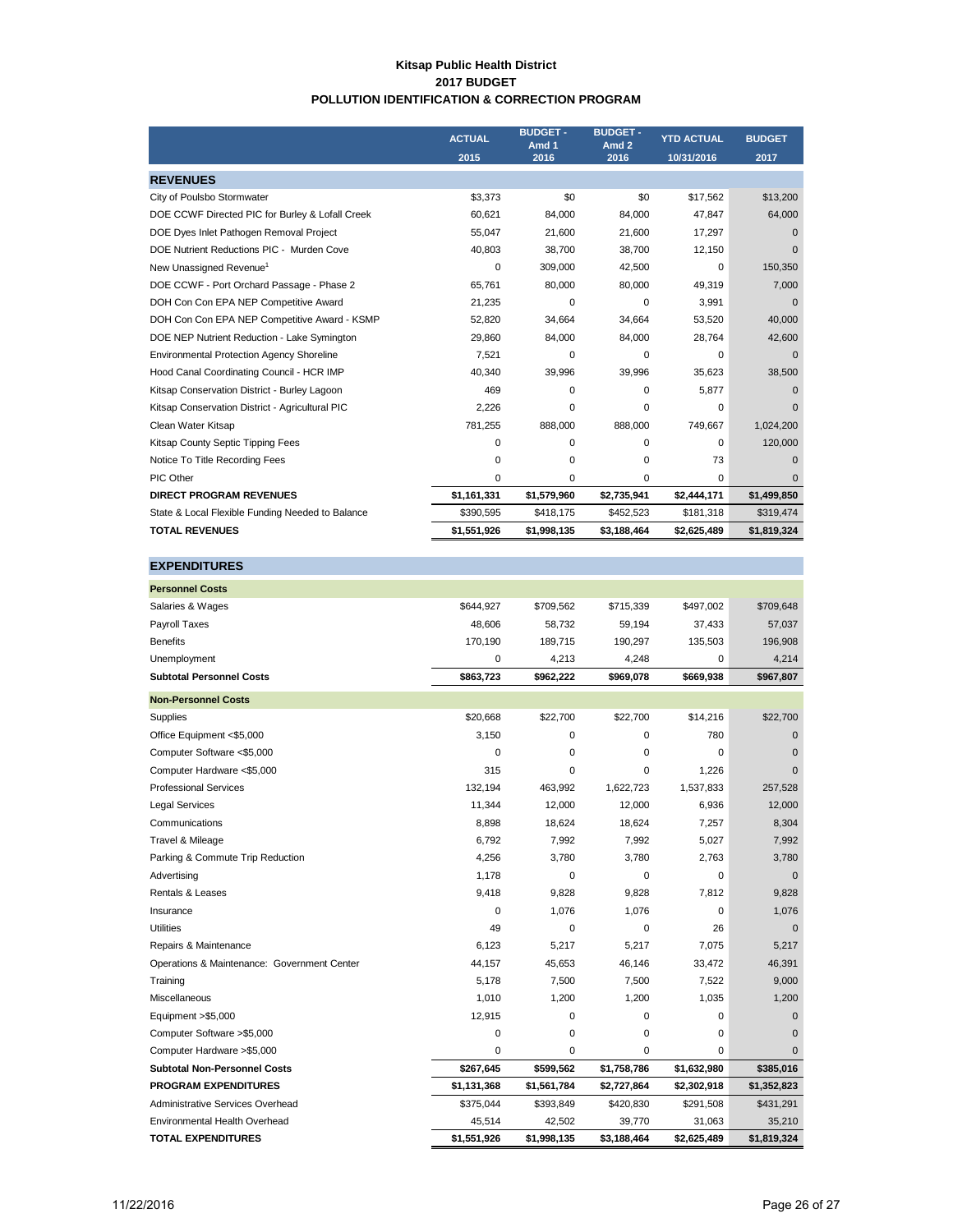# Kitsap Public Health District
## 2017 BUDGET
## POLLUTION IDENTIFICATION & CORRECTION PROGRAM

| | ACTUAL 2015 | BUDGET - Amd 1 2016 | BUDGET - Amd 2 2016 | YTD ACTUAL 10/31/2016 | BUDGET 2017 |
|---|---|---|---|---|---|
| **REVENUES** | | | | | |
| City of Poulsbo Stormwater | $3,373 | $0 | $0 | $17,562 | $13,200 |
| DOE CCWF Directed PIC for Burley & Lofall Creek | 60,621 | 84,000 | 84,000 | 47,847 | 64,000 |
| DOE Dyes Inlet Pathogen Removal Project | 55,047 | 21,600 | 21,600 | 17,297 | 0 |
| DOE Nutrient Reductions PIC - Murden Cove | 40,803 | 38,700 | 38,700 | 12,150 | 0 |
| New Unassigned Revenue[1] | 0 | 309,000 | 42,500 | 0 | 150,350 |
| DOE CCWF - Port Orchard Passage - Phase 2 | 65,761 | 80,000 | 80,000 | 49,319 | 7,000 |
| DOH Con Con EPA NEP Competitive Award | 21,235 | 0 | 0 | 3,991 | 0 |
| DOH Con Con EPA NEP Competitive Award - KSMP | 52,820 | 34,664 | 34,664 | 53,520 | 40,000 |
| DOE NEP Nutrient Reduction - Lake Symington | 29,860 | 84,000 | 84,000 | 28,764 | 42,600 |
| Environmental Protection Agency Shoreline | 7,521 | 0 | 0 | 0 | 0 |
| Hood Canal Coordinating Council - HCR IMP | 40,340 | 39,996 | 39,996 | 35,623 | 38,500 |
| Kitsap Conservation District - Burley Lagoon | 469 | 0 | 0 | 5,877 | 0 |
| Kitsap Conservation District - Agricultural PIC | 2,226 | 0 | 0 | 0 | 0 |
| Clean Water Kitsap | 781,255 | 888,000 | 888,000 | 749,667 | 1,024,200 |
| Kitsap County Septic Tipping Fees | 0 | 0 | 0 | 0 | 120,000 |
| Notice To Title Recording Fees | 0 | 0 | 0 | 73 | 0 |
| PIC Other | 0 | 0 | 0 | 0 | 0 |
| **DIRECT PROGRAM REVENUES** | **$1,161,331** | **$1,579,960** | **$2,735,941** | **$2,444,171** | **$1,499,850** |
| State & Local Flexible Funding Needed to Balance | $390,595 | $418,175 | $452,523 | $181,318 | $319,474 |
| **TOTAL REVENUES** | **$1,551,926** | **$1,998,135** | **$3,188,464** | **$2,625,489** | **$1,819,324** |
| **EXPENDITURES** | | | | | |
| **Personnel Costs** | | | | | |
| Salaries & Wages | $644,927 | $709,562 | $715,339 | $497,002 | $709,648 |
| Payroll Taxes | 48,606 | 58,732 | 59,194 | 37,433 | 57,037 |
| Benefits | 170,190 | 189,715 | 190,297 | 135,503 | 196,908 |
| Unemployment | 0 | 4,213 | 4,248 | 0 | 4,214 |
| **Subtotal Personnel Costs** | **$863,723** | **$962,222** | **$969,078** | **$669,938** | **$967,807** |
| **Non-Personnel Costs** | | | | | |
| Supplies | $20,668 | $22,700 | $22,700 | $14,216 | $22,700 |
| Office Equipment <$5,000 | 3,150 | 0 | 0 | 780 | 0 |
| Computer Software <$5,000 | 0 | 0 | 0 | 0 | 0 |
| Computer Hardware <$5,000 | 315 | 0 | 0 | 1,226 | 0 |
| Professional Services | 132,194 | 463,992 | 1,622,723 | 1,537,833 | 257,528 |
| Legal Services | 11,344 | 12,000 | 12,000 | 6,936 | 12,000 |
| Communications | 8,898 | 18,624 | 18,624 | 7,257 | 8,304 |
| Travel & Mileage | 6,792 | 7,992 | 7,992 | 5,027 | 7,992 |
| Parking & Commute Trip Reduction | 4,256 | 3,780 | 3,780 | 2,763 | 3,780 |
| Advertising | 1,178 | 0 | 0 | 0 | 0 |
| Rentals & Leases | 9,418 | 9,828 | 9,828 | 7,812 | 9,828 |
| Insurance | 0 | 1,076 | 1,076 | 0 | 1,076 |
| Utilities | 49 | 0 | 0 | 26 | 0 |
| Repairs & Maintenance | 6,123 | 5,217 | 5,217 | 7,075 | 5,217 |
| Operations & Maintenance: Government Center | 44,157 | 45,653 | 46,146 | 33,472 | 46,391 |
| Training | 5,178 | 7,500 | 7,500 | 7,522 | 9,000 |
| Miscellaneous | 1,010 | 1,200 | 1,200 | 1,035 | 1,200 |
| Equipment >$5,000 | 12,915 | 0 | 0 | 0 | 0 |
| Computer Software >$5,000 | 0 | 0 | 0 | 0 | 0 |
| Computer Hardware >$5,000 | 0 | 0 | 0 | 0 | 0 |
| **Subtotal Non-Personnel Costs** | **$267,645** | **$599,562** | **$1,758,786** | **$1,632,980** | **$385,016** |
| **PROGRAM EXPENDITURES** | **$1,131,368** | **$1,561,784** | **$2,727,864** | **$2,302,918** | **$1,352,823** |
| Administrative Services Overhead | $375,044 | $393,849 | $420,830 | $291,508 | $431,291 |
| Environmental Health Overhead | 45,514 | 42,502 | 39,770 | 31,063 | 35,210 |
| **TOTAL EXPENDITURES** | **$1,551,926** | **$1,998,135** | **$3,188,464** | **$2,625,489** | **$1,819,324** |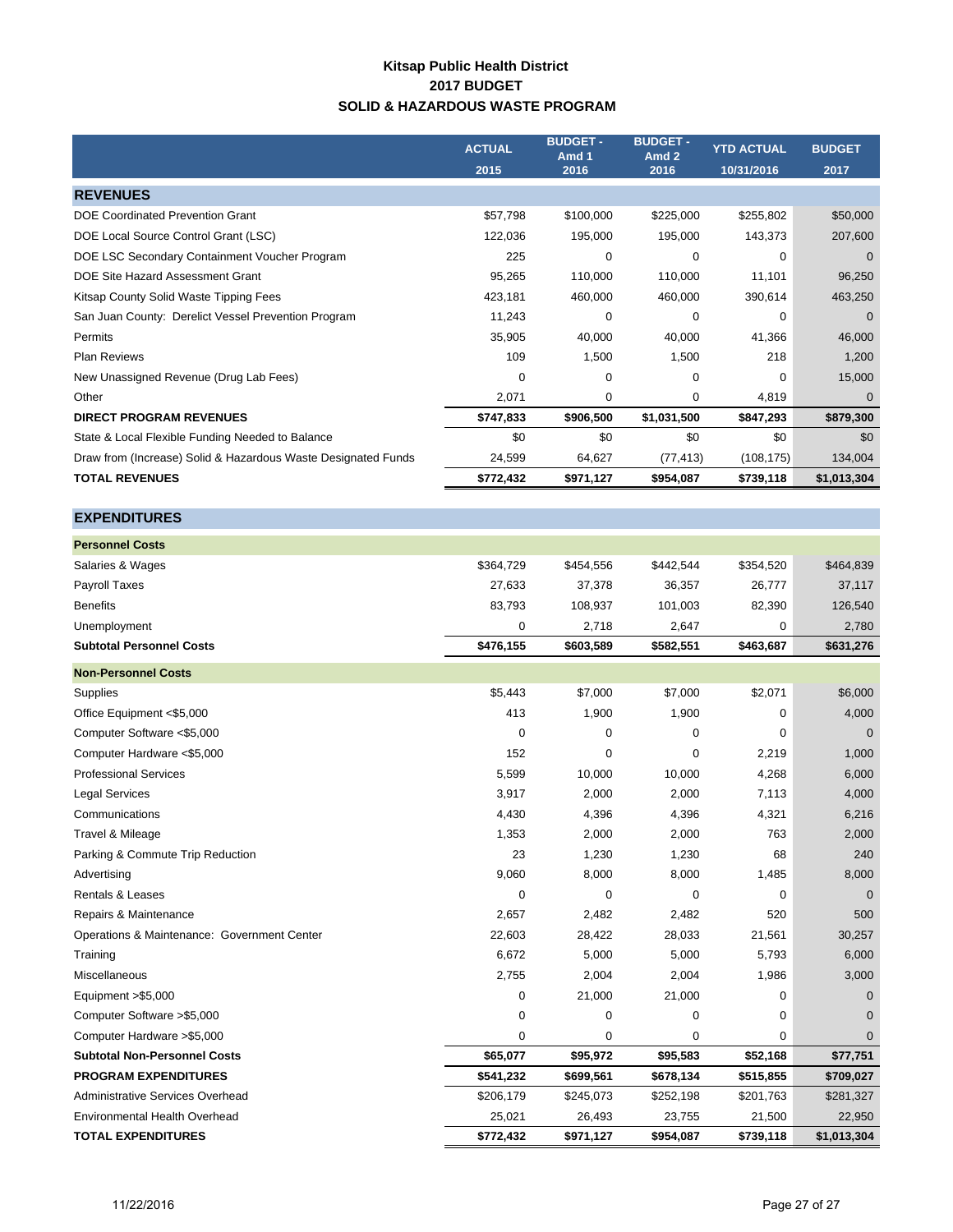# Kitsap Public Health District
## 2017 BUDGET
## SOLID & HAZARDOUS WASTE PROGRAM

| | ACTUAL 2015 | BUDGET - Amd 1 2016 | BUDGET - Amd 2 2016 | YTD ACTUAL 10/31/2016 | BUDGET 2017 |
|---|---|---|---|---|---|
| **REVENUES** | | | | | |
| DOE Coordinated Prevention Grant | $57,798 | $100,000 | $225,000 | $255,802 | $50,000 |
| DOE Local Source Control Grant (LSC) | 122,036 | 195,000 | 195,000 | 143,373 | 207,600 |
| DOE LSC Secondary Containment Voucher Program | 225 | 0 | 0 | 0 | 0 |
| DOE Site Hazard Assessment Grant | 95,265 | 110,000 | 110,000 | 11,101 | 96,250 |
| Kitsap County Solid Waste Tipping Fees | 423,181 | 460,000 | 460,000 | 390,614 | 463,250 |
| San Juan County: Derelict Vessel Prevention Program | 11,243 | 0 | 0 | 0 | 0 |
| Permits | 35,905 | 40,000 | 40,000 | 41,366 | 46,000 |
| Plan Reviews | 109 | 1,500 | 1,500 | 218 | 1,200 |
| New Unassigned Revenue (Drug Lab Fees) | 0 | 0 | 0 | 0 | 15,000 |
| Other | 2,071 | 0 | 0 | 4,819 | 0 |
| **DIRECT PROGRAM REVENUES** | **$747,833** | **$906,500** | **$1,031,500** | **$847,293** | **$879,300** |
| State & Local Flexible Funding Needed to Balance | $0 | $0 | $0 | $0 | $0 |
| Draw from (Increase) Solid & Hazardous Waste Designated Funds | 24,599 | 64,627 | (77,413) | (108,175) | 134,004 |
| **TOTAL REVENUES** | **$772,432** | **$971,127** | **$954,087** | **$739,118** | **$1,013,304** |
| **EXPENDITURES** | | | | | |
| **Personnel Costs** | | | | | |
| Salaries & Wages | $364,729 | $454,556 | $442,544 | $354,520 | $464,839 |
| Payroll Taxes | 27,633 | 37,378 | 36,357 | 26,777 | 37,117 |
| Benefits | 83,793 | 108,937 | 101,003 | 82,390 | 126,540 |
| Unemployment | 0 | 2,718 | 2,647 | 0 | 2,780 |
| **Subtotal Personnel Costs** | **$476,155** | **$603,589** | **$582,551** | **$463,687** | **$631,276** |
| **Non-Personnel Costs** | | | | | |
| Supplies | $5,443 | $7,000 | $7,000 | $2,071 | $6,000 |
| Office Equipment <$5,000 | 413 | 1,900 | 1,900 | 0 | 4,000 |
| Computer Software <$5,000 | 0 | 0 | 0 | 0 | 0 |
| Computer Hardware <$5,000 | 152 | 0 | 0 | 2,219 | 1,000 |
| Professional Services | 5,599 | 10,000 | 10,000 | 4,268 | 6,000 |
| Legal Services | 3,917 | 2,000 | 2,000 | 7,113 | 4,000 |
| Communications | 4,430 | 4,396 | 4,396 | 4,321 | 6,216 |
| Travel & Mileage | 1,353 | 2,000 | 2,000 | 763 | 2,000 |
| Parking & Commute Trip Reduction | 23 | 1,230 | 1,230 | 68 | 240 |
| Advertising | 9,060 | 8,000 | 8,000 | 1,485 | 8,000 |
| Rentals & Leases | 0 | 0 | 0 | 0 | 0 |
| Repairs & Maintenance | 2,657 | 2,482 | 2,482 | 520 | 500 |
| Operations & Maintenance: Government Center | 22,603 | 28,422 | 28,033 | 21,561 | 30,257 |
| Training | 6,672 | 5,000 | 5,000 | 5,793 | 6,000 |
| Miscellaneous | 2,755 | 2,004 | 2,004 | 1,986 | 3,000 |
| Equipment >$5,000 | 0 | 21,000 | 21,000 | 0 | 0 |
| Computer Software >$5,000 | 0 | 0 | 0 | 0 | 0 |
| Computer Hardware >$5,000 | 0 | 0 | 0 | 0 | 0 |
| **Subtotal Non-Personnel Costs** | **$65,077** | **$95,972** | **$95,583** | **$52,168** | **$77,751** |
| **PROGRAM EXPENDITURES** | **$541,232** | **$699,561** | **$678,134** | **$515,855** | **$709,027** |
| Administrative Services Overhead | $206,179 | $245,073 | $252,198 | $201,763 | $281,327 |
| Environmental Health Overhead | 25,021 | 26,493 | 23,755 | 21,500 | 22,950 |
| **TOTAL EXPENDITURES** | **$772,432** | **$971,127** | **$954,087** | **$739,118** | **$1,013,304** |